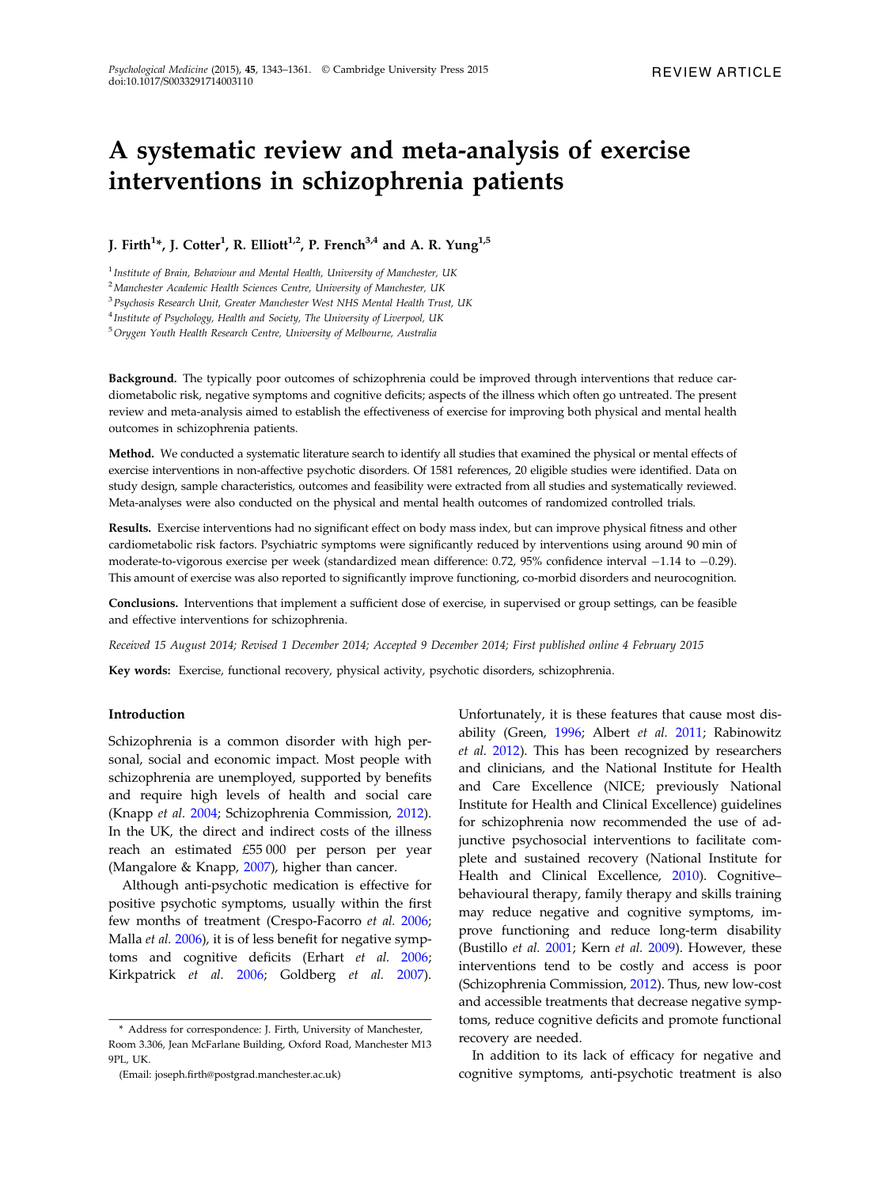REVIEW ARTICLE

# A systematic review and meta-analysis of exercise interventions in schizophrenia patients

**J. Firth[1]*, J. Cotter[1], R. Elliott[1,2], P. French[3,4] and A. R. Yung[1,5]**

[1] *Institute of Brain, Behaviour and Mental Health, University of Manchester, UK*
[2] *Manchester Academic Health Sciences Centre, University of Manchester, UK*
[3] *Psychosis Research Unit, Greater Manchester West NHS Mental Health Trust, UK*
[4] *Institute of Psychology, Health and Society, The University of Liverpool, UK*
[5] *Orygen Youth Health Research Centre, University of Melbourne, Australia*

**Background.** The typically poor outcomes of schizophrenia could be improved through interventions that reduce cardiometabolic risk, negative symptoms and cognitive deficits; aspects of the illness which often go untreated. The present review and meta-analysis aimed to establish the effectiveness of exercise for improving both physical and mental health outcomes in schizophrenia patients.

**Method.** We conducted a systematic literature search to identify all studies that examined the physical or mental effects of exercise interventions in non-affective psychotic disorders. Of 1581 references, 20 eligible studies were identified. Data on study design, sample characteristics, outcomes and feasibility were extracted from all studies and systematically reviewed. Meta-analyses were also conducted on the physical and mental health outcomes of randomized controlled trials.

**Results.** Exercise interventions had no significant effect on body mass index, but can improve physical fitness and other cardiometabolic risk factors. Psychiatric symptoms were significantly reduced by interventions using around 90 min of moderate-to-vigorous exercise per week (standardized mean difference: 0.72, 95% confidence interval −1.14 to −0.29). This amount of exercise was also reported to significantly improve functioning, co-morbid disorders and neurocognition.

**Conclusions.** Interventions that implement a sufficient dose of exercise, in supervised or group settings, can be feasible and effective interventions for schizophrenia.

*Received 15 August 2014; Revised 1 December 2014; Accepted 9 December 2014; First published online 4 February 2015*

**Key words:** Exercise, functional recovery, physical activity, psychotic disorders, schizophrenia.

## Introduction

Schizophrenia is a common disorder with high personal, social and economic impact. Most people with schizophrenia are unemployed, supported by benefits and require high levels of health and social care (Knapp *et al.* 2004; Schizophrenia Commission, 2012). In the UK, the direct and indirect costs of the illness reach an estimated £55 000 per person per year (Mangalore & Knapp, 2007), higher than cancer.

Although anti-psychotic medication is effective for positive psychotic symptoms, usually within the first few months of treatment (Crespo-Facorro *et al.* 2006; Malla *et al.* 2006), it is of less benefit for negative symptoms and cognitive deficits (Erhart *et al.* 2006; Kirkpatrick *et al.* 2006; Goldberg *et al.* 2007). Unfortunately, it is these features that cause most disability (Green, 1996; Albert *et al.* 2011; Rabinowitz *et al.* 2012). This has been recognized by researchers and clinicians, and the National Institute for Health and Care Excellence (NICE; previously National Institute for Health and Clinical Excellence) guidelines for schizophrenia now recommended the use of adjunctive psychosocial interventions to facilitate complete and sustained recovery (National Institute for Health and Clinical Excellence, 2010). Cognitive–behavioural therapy, family therapy and skills training may reduce negative and cognitive symptoms, improve functioning and reduce long-term disability (Bustillo *et al.* 2001; Kern *et al.* 2009). However, these interventions tend to be costly and access is poor (Schizophrenia Commission, 2012). Thus, new low-cost and accessible treatments that decrease negative symptoms, reduce cognitive deficits and promote functional recovery are needed.

In addition to its lack of efficacy for negative and cognitive symptoms, anti-psychotic treatment is also

\* Address for correspondence: J. Firth, University of Manchester, Room 3.306, Jean McFarlane Building, Oxford Road, Manchester M13 9PL, UK.

(Email: joseph.firth@postgrad.manchester.ac.uk)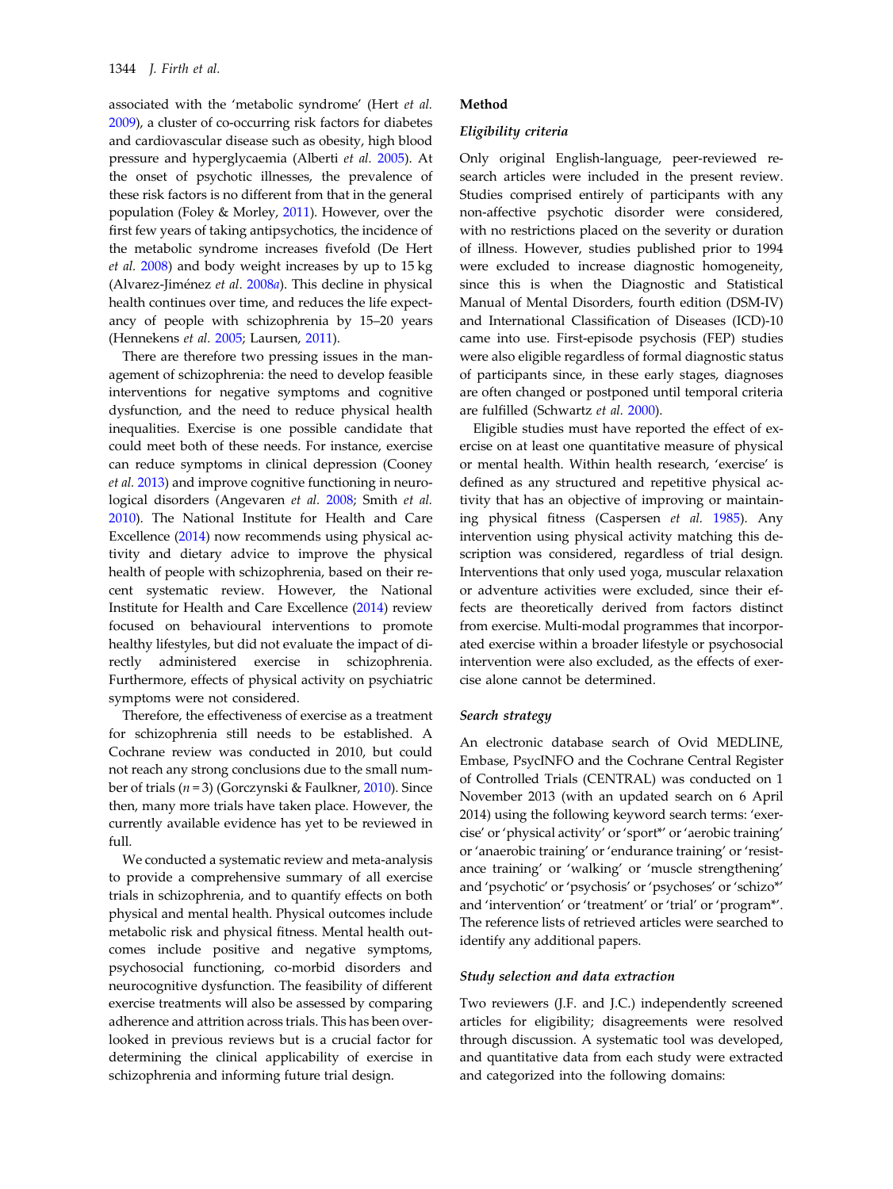associated with the 'metabolic syndrome' (Hert *et al.* 2009), a cluster of co-occurring risk factors for diabetes and cardiovascular disease such as obesity, high blood pressure and hyperglycaemia (Alberti *et al.* 2005). At the onset of psychotic illnesses, the prevalence of these risk factors is no different from that in the general population (Foley & Morley, 2011). However, over the first few years of taking antipsychotics, the incidence of the metabolic syndrome increases fivefold (De Hert *et al.* 2008) and body weight increases by up to 15 kg (Alvarez-Jiménez *et al*. 2008*a*). This decline in physical health continues over time, and reduces the life expectancy of people with schizophrenia by 15–20 years (Hennekens *et al.* 2005; Laursen, 2011).

There are therefore two pressing issues in the management of schizophrenia: the need to develop feasible interventions for negative symptoms and cognitive dysfunction, and the need to reduce physical health inequalities. Exercise is one possible candidate that could meet both of these needs. For instance, exercise can reduce symptoms in clinical depression (Cooney *et al.* 2013) and improve cognitive functioning in neurological disorders (Angevaren *et al.* 2008; Smith *et al.* 2010). The National Institute for Health and Care Excellence (2014) now recommends using physical activity and dietary advice to improve the physical health of people with schizophrenia, based on their recent systematic review. However, the National Institute for Health and Care Excellence (2014) review focused on behavioural interventions to promote healthy lifestyles, but did not evaluate the impact of directly administered exercise in schizophrenia. Furthermore, effects of physical activity on psychiatric symptoms were not considered.

Therefore, the effectiveness of exercise as a treatment for schizophrenia still needs to be established. A Cochrane review was conducted in 2010, but could not reach any strong conclusions due to the small number of trials ($n = 3$) (Gorczynski & Faulkner, 2010). Since then, many more trials have taken place. However, the currently available evidence has yet to be reviewed in full.

We conducted a systematic review and meta-analysis to provide a comprehensive summary of all exercise trials in schizophrenia, and to quantify effects on both physical and mental health. Physical outcomes include metabolic risk and physical fitness. Mental health outcomes include positive and negative symptoms, psychosocial functioning, co-morbid disorders and neurocognitive dysfunction. The feasibility of different exercise treatments will also be assessed by comparing adherence and attrition across trials. This has been overlooked in previous reviews but is a crucial factor for determining the clinical applicability of exercise in schizophrenia and informing future trial design.

## Method

### Eligibility criteria

Only original English-language, peer-reviewed research articles were included in the present review. Studies comprised entirely of participants with any non-affective psychotic disorder were considered, with no restrictions placed on the severity or duration of illness. However, studies published prior to 1994 were excluded to increase diagnostic homogeneity, since this is when the Diagnostic and Statistical Manual of Mental Disorders, fourth edition (DSM-IV) and International Classification of Diseases (ICD)-10 came into use. First-episode psychosis (FEP) studies were also eligible regardless of formal diagnostic status of participants since, in these early stages, diagnoses are often changed or postponed until temporal criteria are fulfilled (Schwartz *et al.* 2000).

Eligible studies must have reported the effect of exercise on at least one quantitative measure of physical or mental health. Within health research, 'exercise' is defined as any structured and repetitive physical activity that has an objective of improving or maintaining physical fitness (Caspersen *et al.* 1985). Any intervention using physical activity matching this description was considered, regardless of trial design. Interventions that only used yoga, muscular relaxation or adventure activities were excluded, since their effects are theoretically derived from factors distinct from exercise. Multi-modal programmes that incorporated exercise within a broader lifestyle or psychosocial intervention were also excluded, as the effects of exercise alone cannot be determined.

### Search strategy

An electronic database search of Ovid MEDLINE, Embase, PsycINFO and the Cochrane Central Register of Controlled Trials (CENTRAL) was conducted on 1 November 2013 (with an updated search on 6 April 2014) using the following keyword search terms: 'exercise' or 'physical activity' or 'sport*' or 'aerobic training' or 'anaerobic training' or 'endurance training' or 'resistance training' or 'walking' or 'muscle strengthening' and 'psychotic' or 'psychosis' or 'psychoses' or 'schizo*' and 'intervention' or 'treatment' or 'trial' or 'program*'. The reference lists of retrieved articles were searched to identify any additional papers.

### Study selection and data extraction

Two reviewers (J.F. and J.C.) independently screened articles for eligibility; disagreements were resolved through discussion. A systematic tool was developed, and quantitative data from each study were extracted and categorized into the following domains: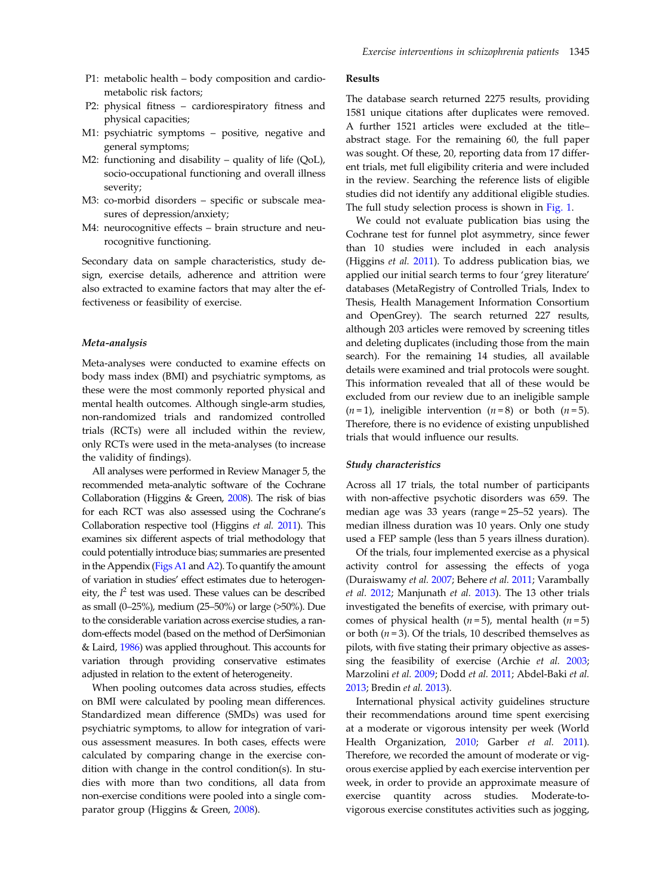- P1: metabolic health – body composition and cardiometabolic risk factors;
- P2: physical fitness – cardiorespiratory fitness and physical capacities;
- M1: psychiatric symptoms – positive, negative and general symptoms;
- M2: functioning and disability – quality of life (QoL), socio-occupational functioning and overall illness severity;
- M3: co-morbid disorders – specific or subscale measures of depression/anxiety;
- M4: neurocognitive effects – brain structure and neurocognitive functioning.

Secondary data on sample characteristics, study design, exercise details, adherence and attrition were also extracted to examine factors that may alter the effectiveness or feasibility of exercise.

### *Meta-analysis*

Meta-analyses were conducted to examine effects on body mass index (BMI) and psychiatric symptoms, as these were the most commonly reported physical and mental health outcomes. Although single-arm studies, non-randomized trials and randomized controlled trials (RCTs) were all included within the review, only RCTs were used in the meta-analyses (to increase the validity of findings).

All analyses were performed in Review Manager 5, the recommended meta-analytic software of the Cochrane Collaboration (Higgins & Green, 2008). The risk of bias for each RCT was also assessed using the Cochrane's Collaboration respective tool (Higgins *et al.* 2011). This examines six different aspects of trial methodology that could potentially introduce bias; summaries are presented in the Appendix (Figs A1 and A2). To quantify the amount of variation in studies' effect estimates due to heterogeneity, the $I^2$ test was used. These values can be described as small (0–25%), medium (25–50%) or large (>50%). Due to the considerable variation across exercise studies, a random-effects model (based on the method of DerSimonian & Laird, 1986) was applied throughout. This accounts for variation through providing conservative estimates adjusted in relation to the extent of heterogeneity.

When pooling outcomes data across studies, effects on BMI were calculated by pooling mean differences. Standardized mean difference (SMDs) was used for psychiatric symptoms, to allow for integration of various assessment measures. In both cases, effects were calculated by comparing change in the exercise condition with change in the control condition(s). In studies with more than two conditions, all data from non-exercise conditions were pooled into a single comparator group (Higgins & Green, 2008).

## Results

The database search returned 2275 results, providing 1581 unique citations after duplicates were removed. A further 1521 articles were excluded at the title–abstract stage. For the remaining 60, the full paper was sought. Of these, 20, reporting data from 17 different trials, met full eligibility criteria and were included in the review. Searching the reference lists of eligible studies did not identify any additional eligible studies. The full study selection process is shown in Fig. 1.

We could not evaluate publication bias using the Cochrane test for funnel plot asymmetry, since fewer than 10 studies were included in each analysis (Higgins *et al.* 2011). To address publication bias, we applied our initial search terms to four 'grey literature' databases (MetaRegistry of Controlled Trials, Index to Thesis, Health Management Information Consortium and OpenGrey). The search returned 227 results, although 203 articles were removed by screening titles and deleting duplicates (including those from the main search). For the remaining 14 studies, all available details were examined and trial protocols were sought. This information revealed that all of these would be excluded from our review due to an ineligible sample ($n = 1$), ineligible intervention ($n = 8$) or both ($n = 5$). Therefore, there is no evidence of existing unpublished trials that would influence our results.

### *Study characteristics*

Across all 17 trials, the total number of participants with non-affective psychotic disorders was 659. The median age was 33 years (range = 25–52 years). The median illness duration was 10 years. Only one study used a FEP sample (less than 5 years illness duration).

Of the trials, four implemented exercise as a physical activity control for assessing the effects of yoga (Duraiswamy *et al.* 2007; Behere *et al.* 2011; Varambally *et al.* 2012; Manjunath *et al.* 2013). The 13 other trials investigated the benefits of exercise, with primary outcomes of physical health ($n = 5$), mental health ($n = 5$) or both ($n = 3$). Of the trials, 10 described themselves as pilots, with five stating their primary objective as assessing the feasibility of exercise (Archie *et al.* 2003; Marzolini *et al.* 2009; Dodd *et al.* 2011; Abdel-Baki *et al.* 2013; Bredin *et al.* 2013).

International physical activity guidelines structure their recommendations around time spent exercising at a moderate or vigorous intensity per week (World Health Organization, 2010; Garber *et al.* 2011). Therefore, we recorded the amount of moderate or vigorous exercise applied by each exercise intervention per week, in order to provide an approximate measure of exercise quantity across studies. Moderate-to-vigorous exercise constitutes activities such as jogging,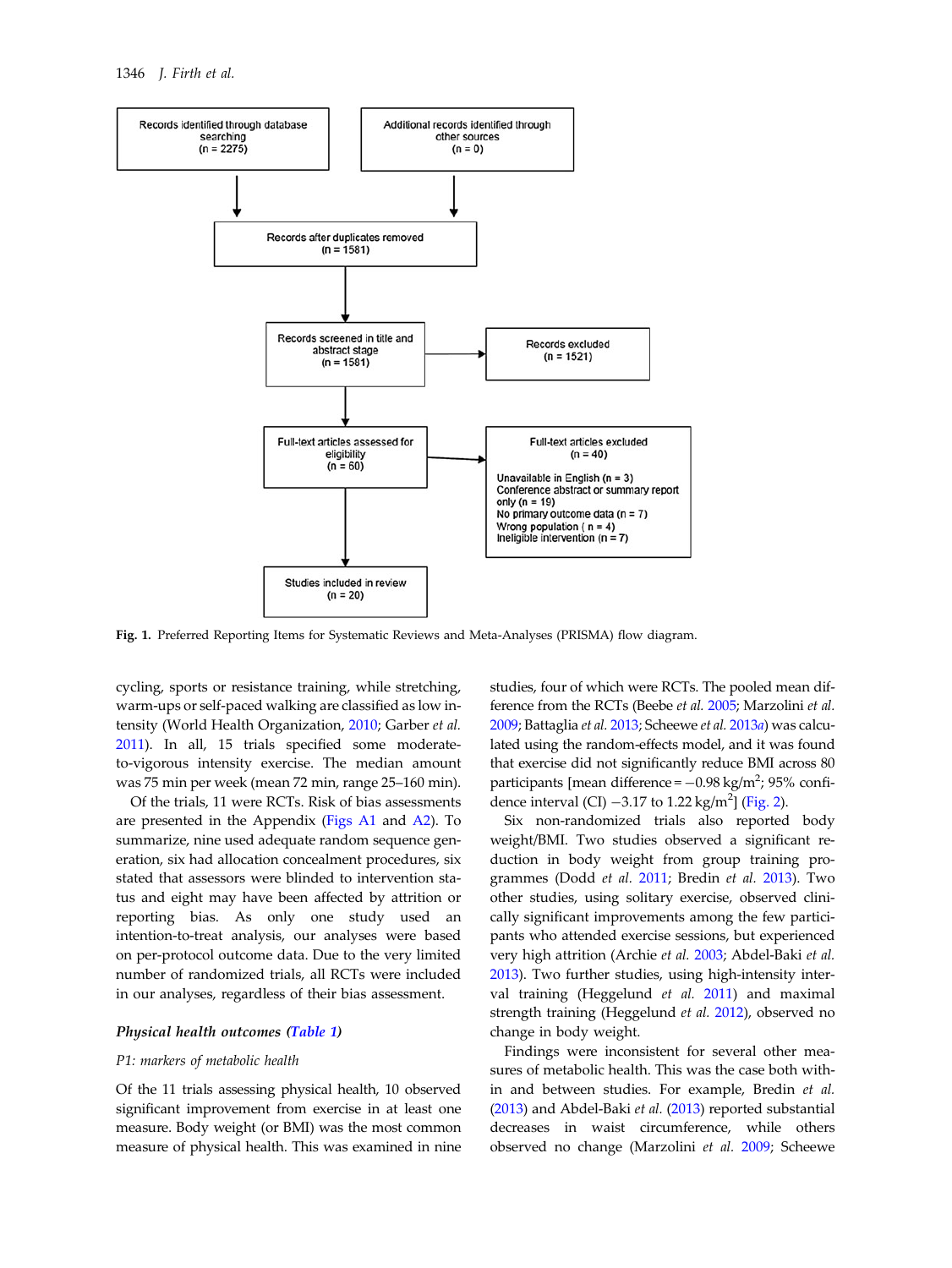Records identified through database searching (n = 2275)

Additional records identified through other sources (n = 0)

Records after duplicates removed (n = 1581)

Records screened in title and abstract stage (n = 1581)

Records excluded (n = 1521)

Full-text articles assessed for eligibility (n = 60)

Full-text articles excluded (n = 40)

- Unavailable in English (n = 3)
- Conference abstract or summary report only (n = 19)
- No primary outcome data (n = 7)
- Wrong population ( n = 4)
- Ineligible intervention (n = 7)

Studies included in review (n = 20)

**Fig. 1.** Preferred Reporting Items for Systematic Reviews and Meta-Analyses (PRISMA) flow diagram.

cycling, sports or resistance training, while stretching, warm-ups or self-paced walking are classified as low intensity (World Health Organization, 2010; Garber *et al.* 2011). In all, 15 trials specified some moderate-to-vigorous intensity exercise. The median amount was 75 min per week (mean 72 min, range 25–160 min).

Of the trials, 11 were RCTs. Risk of bias assessments are presented in the Appendix (Figs A1 and A2). To summarize, nine used adequate random sequence generation, six had allocation concealment procedures, six stated that assessors were blinded to intervention status and eight may have been affected by attrition or reporting bias. As only one study used an intention-to-treat analysis, our analyses were based on per-protocol outcome data. Due to the very limited number of randomized trials, all RCTs were included in our analyses, regardless of their bias assessment.

### *Physical health outcomes (Table 1)*

*P1: markers of metabolic health*

Of the 11 trials assessing physical health, 10 observed significant improvement from exercise in at least one measure. Body weight (or BMI) was the most common measure of physical health. This was examined in nine studies, four of which were RCTs. The pooled mean difference from the RCTs (Beebe *et al.* 2005; Marzolini *et al.* 2009; Battaglia *et al.* 2013; Scheewe *et al.* 2013*a*) was calculated using the random-effects model, and it was found that exercise did not significantly reduce BMI across 80 participants [mean difference = $-0.98$ kg/m$^2$; 95% confidence interval (CI) $-3.17$ to 1.22 kg/m$^2$] (Fig. 2).

Six non-randomized trials also reported body weight/BMI. Two studies observed a significant reduction in body weight from group training programmes (Dodd *et al.* 2011; Bredin *et al.* 2013). Two other studies, using solitary exercise, observed clinically significant improvements among the few participants who attended exercise sessions, but experienced very high attrition (Archie *et al.* 2003; Abdel-Baki *et al.* 2013). Two further studies, using high-intensity interval training (Heggelund *et al.* 2011) and maximal strength training (Heggelund *et al.* 2012), observed no change in body weight.

Findings were inconsistent for several other measures of metabolic health. This was the case both within and between studies. For example, Bredin *et al.* (2013) and Abdel-Baki *et al.* (2013) reported substantial decreases in waist circumference, while others observed no change (Marzolini *et al.* 2009; Scheewe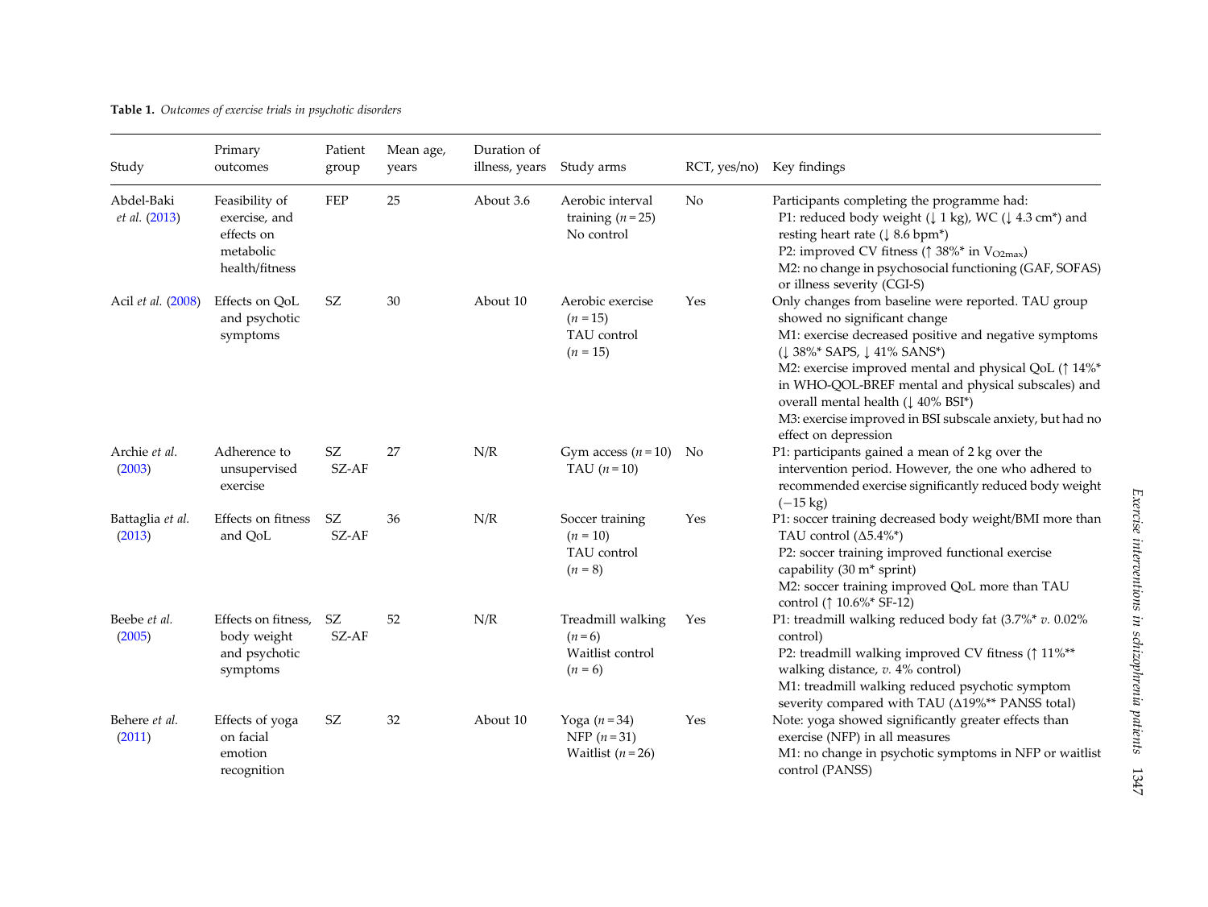**Table 1.** *Outcomes of exercise trials in psychotic disorders*

| Study | Primary outcomes | Patient group | Mean age, years | Duration of illness, years | Study arms | RCT, yes/no) | Key findings |
|---|---|---|---|---|---|---|---|
| Abdel-Baki *et al.* (2013) | Feasibility of exercise, and effects on metabolic health/fitness | FEP | 25 | About 3.6 | Aerobic interval training ($n = 25$) No control | No | Participants completing the programme had: P1: reduced body weight (↓ 1 kg), WC (↓ 4.3 cm*) and resting heart rate (↓ 8.6 bpm*) P2: improved CV fitness (↑ 38%* in $V_{O2max}$) M2: no change in psychosocial functioning (GAF, SOFAS) or illness severity (CGI-S) |
| Acil *et al.* (2008) | Effects on QoL and psychotic symptoms | SZ | 30 | About 10 | Aerobic exercise ($n = 15$) TAU control ($n = 15$) | Yes | Only changes from baseline were reported. TAU group showed no significant change M1: exercise decreased positive and negative symptoms (↓ 38%* SAPS, ↓ 41% SANS*) M2: exercise improved mental and physical QoL (↑ 14%* in WHO-QOL-BREF mental and physical subscales) and overall mental health (↓ 40% BSI*) M3: exercise improved in BSI subscale anxiety, but had no effect on depression |
| Archie *et al.* (2003) | Adherence to unsupervised exercise | SZ SZ-AF | 27 | N/R | Gym access ($n = 10$) TAU ($n = 10$) | No | P1: participants gained a mean of 2 kg over the intervention period. However, the one who adhered to recommended exercise significantly reduced body weight (−15 kg) |
| Battaglia *et al.* (2013) | Effects on fitness and QoL | SZ SZ-AF | 36 | N/R | Soccer training ($n = 10$) TAU control ($n = 8$) | Yes | P1: soccer training decreased body weight/BMI more than TAU control (Δ5.4%*) P2: soccer training improved functional exercise capability (30 m* sprint) M2: soccer training improved QoL more than TAU control (↑ 10.6%* SF-12) |
| Beebe *et al.* (2005) | Effects on fitness, body weight and psychotic symptoms | SZ SZ-AF | 52 | N/R | Treadmill walking ($n = 6$) Waitlist control ($n = 6$) | Yes | P1: treadmill walking reduced body fat (3.7%* *v.* 0.02% control) P2: treadmill walking improved CV fitness (↑ 11%** walking distance, *v.* 4% control) M1: treadmill walking reduced psychotic symptom severity compared with TAU (Δ19%** PANSS total) |
| Behere *et al.* (2011) | Effects of yoga on facial emotion recognition | SZ | 32 | About 10 | Yoga ($n = 34$) NFP ($n = 31$) Waitlist ($n = 26$) | Yes | Note: yoga showed significantly greater effects than exercise (NFP) in all measures M1: no change in psychotic symptoms in NFP or waitlist control (PANSS) |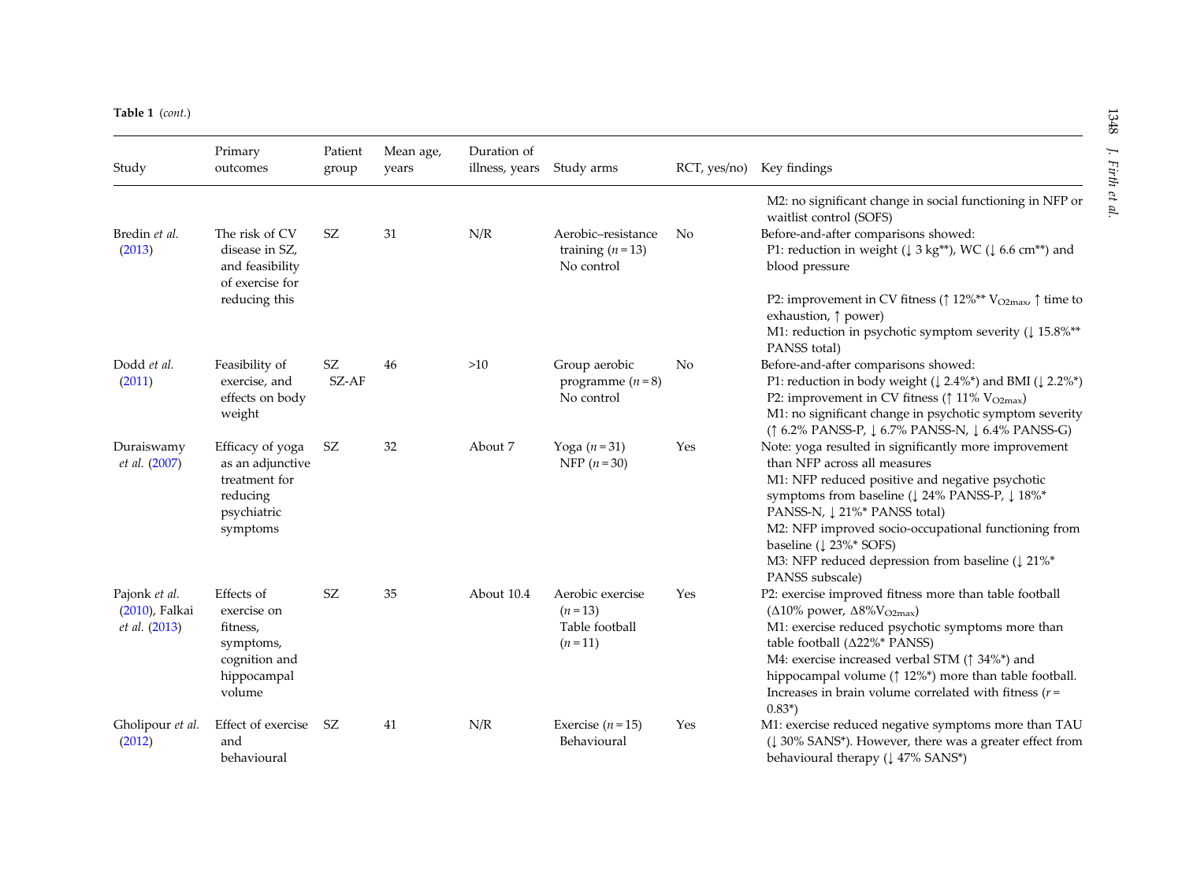**Table 1** (*cont.*)

| Study | Primary outcomes | Patient group | Mean age, years | Duration of illness, years | Study arms | RCT, yes/no) | Key findings |
|---|---|---|---|---|---|---|---|
| | | | | | | | M2: no significant change in social functioning in NFP or waitlist control (SOFS) |
| Bredin *et al.* (2013) | The risk of CV disease in SZ, and feasibility of exercise for reducing this | SZ | 31 | N/R | Aerobic–resistance training ($n = 13$) No control | No | Before-and-after comparisons showed: P1: reduction in weight (↓ 3 kg**), WC (↓ 6.6 cm**) and blood pressure P2: improvement in CV fitness (↑ 12%** $V_{O2max}$, ↑ time to exhaustion, ↑ power) M1: reduction in psychotic symptom severity (↓ 15.8%** PANSS total) |
| Dodd *et al.* (2011) | Feasibility of exercise, and effects on body weight | SZ SZ-AF | 46 | >10 | Group aerobic programme ($n = 8$) No control | No | Before-and-after comparisons showed: P1: reduction in body weight (↓ 2.4%*) and BMI (↓ 2.2%*) P2: improvement in CV fitness (↑ 11% $V_{O2max}$) M1: no significant change in psychotic symptom severity (↑ 6.2% PANSS-P, ↓ 6.7% PANSS-N, ↓ 6.4% PANSS-G) |
| Duraiswamy *et al.* (2007) | Efficacy of yoga as an adjunctive treatment for reducing psychiatric symptoms | SZ | 32 | About 7 | Yoga ($n = 31$) NFP ($n = 30$) | Yes | Note: yoga resulted in significantly more improvement than NFP across all measures M1: NFP reduced positive and negative psychotic symptoms from baseline (↓ 24% PANSS-P, ↓ 18%* PANSS-N, ↓ 21%* PANSS total) M2: NFP improved socio-occupational functioning from baseline (↓ 23%* SOFS) M3: NFP reduced depression from baseline (↓ 21%* PANSS subscale) |
| Pajonk *et al.* (2010), Falkai *et al.* (2013) | Effects of exercise on fitness, symptoms, cognition and hippocampal volume | SZ | 35 | About 10.4 | Aerobic exercise ($n = 13$) Table football ($n = 11$) | Yes | P2: exercise improved fitness more than table football (Δ10% power, Δ8%$V_{O2max}$) M1: exercise reduced psychotic symptoms more than table football (Δ22%* PANSS) M4: exercise increased verbal STM (↑ 34%*) and hippocampal volume (↑ 12%*) more than table football. Increases in brain volume correlated with fitness ($r = 0.83$*) |
| Gholipour *et al.* (2012) | Effect of exercise and behavioural | SZ | 41 | N/R | Exercise ($n = 15$) Behavioural | Yes | M1: exercise reduced negative symptoms more than TAU (↓ 30% SANS*). However, there was a greater effect from behavioural therapy (↓ 47% SANS*) |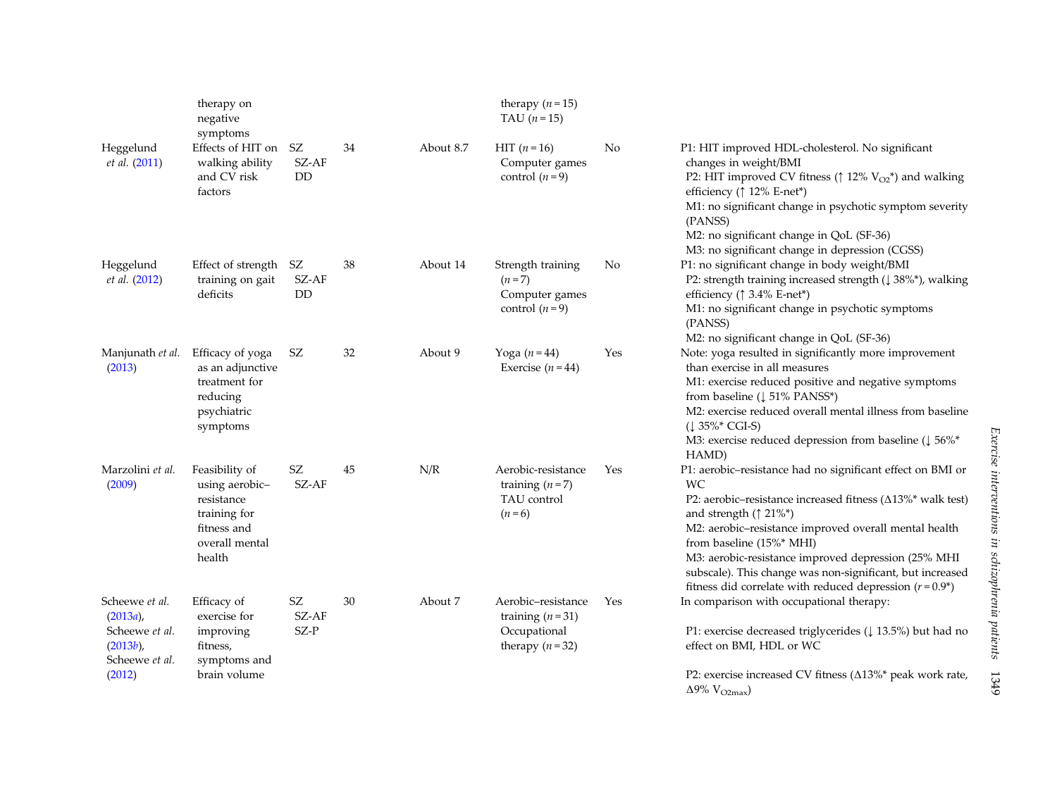| | therapy on negative symptoms | | | | therapy ($n = 15$) TAU ($n = 15$) | | |
|---|---|---|---|---|---|---|---|
| Heggelund *et al.* (2011) | Effects of HIT on walking ability and CV risk factors | SZ SZ-AF DD | 34 | About 8.7 | HIT ($n = 16$) Computer games control ($n = 9$) | No | P1: HIT improved HDL-cholesterol. No significant changes in weight/BMI P2: HIT improved CV fitness (↑ 12% $V_{O2}$*) and walking efficiency (↑ 12% E-net*) M1: no significant change in psychotic symptom severity (PANSS) M2: no significant change in QoL (SF-36) M3: no significant change in depression (CGSS) |
| Heggelund *et al.* (2012) | Effect of strength training on gait deficits | SZ SZ-AF DD | 38 | About 14 | Strength training ($n = 7$) Computer games control ($n = 9$) | No | P1: no significant change in body weight/BMI P2: strength training increased strength (↓ 38%*), walking efficiency (↑ 3.4% E-net*) M1: no significant change in psychotic symptoms (PANSS) M2: no significant change in QoL (SF-36) |
| Manjunath *et al.* (2013) | Efficacy of yoga as an adjunctive treatment for reducing psychiatric symptoms | SZ | 32 | About 9 | Yoga ($n = 44$) Exercise ($n = 44$) | Yes | Note: yoga resulted in significantly more improvement than exercise in all measures M1: exercise reduced positive and negative symptoms from baseline (↓ 51% PANSS*) M2: exercise reduced overall mental illness from baseline (↓ 35%* CGI-S) M3: exercise reduced depression from baseline (↓ 56%* HAMD) |
| Marzolini *et al.* (2009) | Feasibility of using aerobic–resistance training for fitness and overall mental health | SZ SZ-AF | 45 | N/R | Aerobic-resistance training ($n = 7$) TAU control ($n = 6$) | Yes | P1: aerobic–resistance had no significant effect on BMI or WC P2: aerobic–resistance increased fitness (Δ13%* walk test) and strength (↑ 21%*) M2: aerobic–resistance improved overall mental health from baseline (15%* MHI) M3: aerobic-resistance improved depression (25% MHI subscale). This change was non-significant, but increased fitness did correlate with reduced depression ($r = 0.9$*) |
| Scheewe *et al.* (2013*a*), Scheewe *et al.* (2013*b*), Scheewe *et al.* (2012) | Efficacy of exercise for improving fitness, symptoms and brain volume | SZ SZ-AF SZ-P | 30 | About 7 | Aerobic–resistance training ($n = 31$) Occupational therapy ($n = 32$) | Yes | In comparison with occupational therapy: P1: exercise decreased triglycerides (↓ 13.5%) but had no effect on BMI, HDL or WC P2: exercise increased CV fitness (Δ13%* peak work rate, Δ9% $V_{O2max}$) |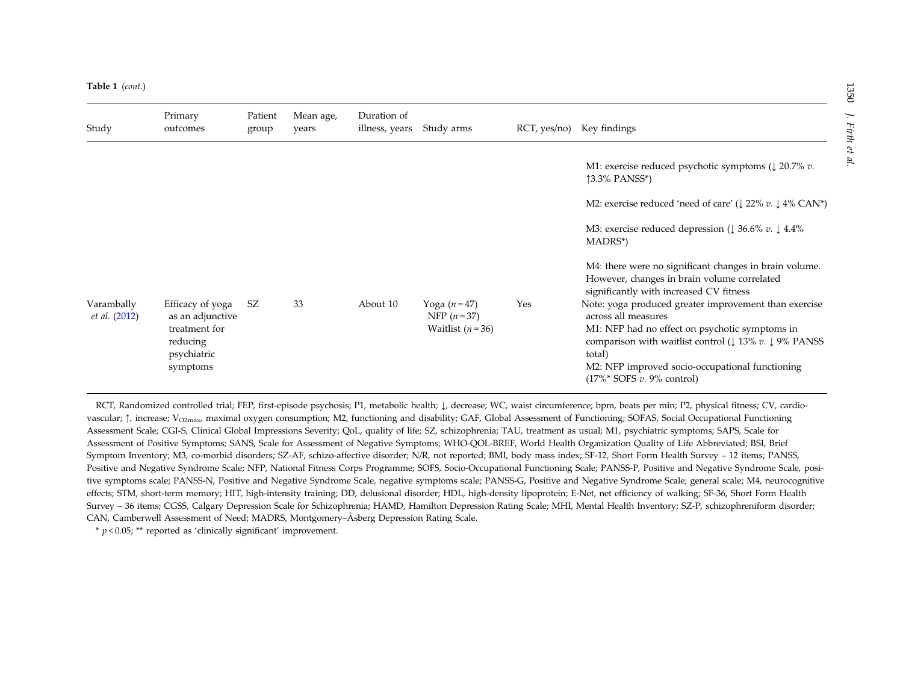**Table 1** (*cont.*)

| Study | Primary outcomes | Patient group | Mean age, years | Duration of illness, years | Study arms | RCT, yes/no) | Key findings |
|---|---|---|---|---|---|---|---|
| | | | | | | | M1: exercise reduced psychotic symptoms (↓ 20.7% *v.* ↑3.3% PANSS*)<br>M2: exercise reduced 'need of care' (↓ 22% *v.* ↓ 4% CAN*)<br>M3: exercise reduced depression (↓ 36.6% *v.* ↓ 4.4% MADRS*)<br>M4: there were no significant changes in brain volume. However, changes in brain volume correlated significantly with increased CV fitness |
| Varambally *et al.* (2012) | Efficacy of yoga as an adjunctive treatment for reducing psychiatric symptoms | SZ | 33 | About 10 | Yoga ($n = 47$)<br>NFP ($n = 37$)<br>Waitlist ($n = 36$) | Yes | Note: yoga produced greater improvement than exercise across all measures<br>M1: NFP had no effect on psychotic symptoms in comparison with waitlist control (↓ 13% *v.* ↓ 9% PANSS total)<br>M2: NFP improved socio-occupational functioning (17%* SOFS *v.* 9% control) |

RCT, Randomized controlled trial; FEP, first-episode psychosis; P1, metabolic health; ↓, decrease; WC, waist circumference; bpm, beats per min; P2, physical fitness; CV, cardiovascular; ↑, increase; $V_{O2max}$, maximal oxygen consumption; M2, functioning and disability; GAF, Global Assessment of Functioning; SOFAS, Social Occupational Functioning Assessment Scale; CGI-S, Clinical Global Impressions Severity; QoL, quality of life; SZ, schizophrenia; TAU, treatment as usual; M1, psychiatric symptoms; SAPS, Scale for Assessment of Positive Symptoms; SANS, Scale for Assessment of Negative Symptoms; WHO-QOL-BREF, World Health Organization Quality of Life Abbreviated; BSI, Brief Symptom Inventory; M3, co-morbid disorders; SZ-AF, schizo-affective disorder; N/R, not reported; BMI, body mass index; SF-12, Short Form Health Survey – 12 items; PANSS, Positive and Negative Syndrome Scale; NFP, National Fitness Corps Programme; SOFS, Socio-Occupational Functioning Scale; PANSS-P, Positive and Negative Syndrome Scale, positive symptoms scale; PANSS-N, Positive and Negative Syndrome Scale, negative symptoms scale; PANSS-G, Positive and Negative Syndrome Scale; general scale; M4, neurocognitive effects; STM, short-term memory; HIT, high-intensity training; DD, delusional disorder; HDL, high-density lipoprotein; E-Net, net efficiency of walking; SF-36, Short Form Health Survey – 36 items; CGSS, Calgary Depression Scale for Schizophrenia; HAMD, Hamilton Depression Rating Scale; MHI, Mental Health Inventory; SZ-P, schizophreniform disorder; CAN, Camberwell Assessment of Need; MADRS, Montgomery–Åsberg Depression Rating Scale.

* $p < 0.05$; ** reported as 'clinically significant' improvement.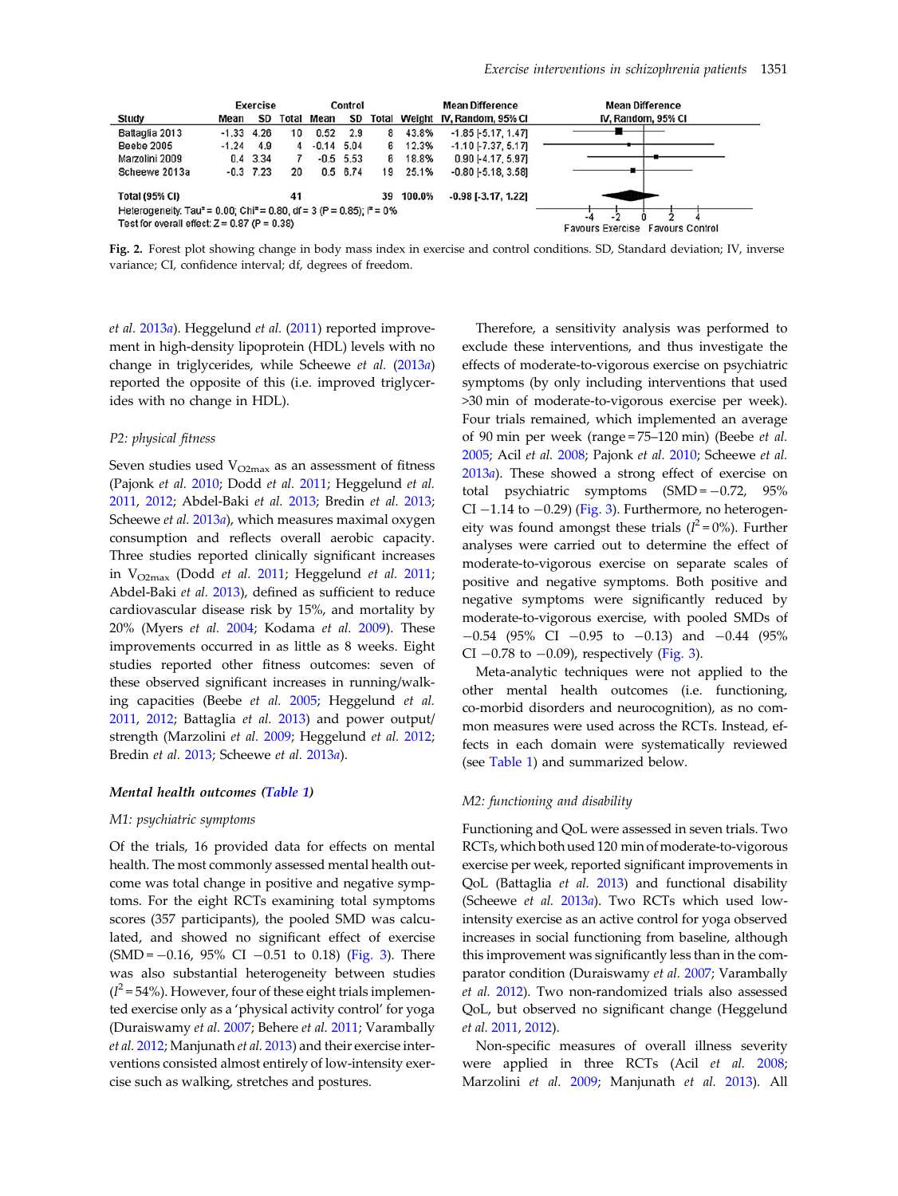| Study | Exercise | | | Control | | | Weight | Mean Difference |
|---|---|---|---|---|---|---|---|---|
| | Mean | SD | Total | Mean | SD | Total | | IV, Random, 95% CI |
| Battaglia 2013 | -1.33 | 4.26 | 10 | 0.52 | 2.9 | 8 | 43.8% | -1.85 [-5.17, 1.47] |
| Beebe 2005 | -1.24 | 4.9 | 4 | -0.14 | 5.04 | 6 | 12.3% | -1.10 [-7.37, 5.17] |
| Marzolini 2009 | 0.4 | 3.34 | 7 | -0.5 | 5.53 | 6 | 18.8% | 0.90 [-4.17, 5.97] |
| Scheewe 2013a | -0.3 | 7.23 | 20 | 0.5 | 6.74 | 19 | 25.1% | -0.80 [-5.18, 3.58] |
| **Total (95% CI)** | | | 41 | | | 39 | 100.0% | -0.98 [-3.17, 1.22] |

Heterogeneity: Tau² = 0.00; Chi² = 0.80, df = 3 (P = 0.85); I² = 0%
Test for overall effect: Z = 0.87 (P = 0.38)

**Fig. 2.** Forest plot showing change in body mass index in exercise and control conditions. SD, Standard deviation; IV, inverse variance; CI, confidence interval; df, degrees of freedom.

*et al.* 2013*a*). Heggelund *et al.* (2011) reported improvement in high-density lipoprotein (HDL) levels with no change in triglycerides, while Scheewe *et al.* (2013*a*) reported the opposite of this (i.e. improved triglycerides with no change in HDL).

### P2: physical fitness

Seven studies used $V_{O2max}$ as an assessment of fitness (Pajonk *et al.* 2010; Dodd *et al.* 2011; Heggelund *et al.* 2011, 2012; Abdel-Baki *et al.* 2013; Bredin *et al.* 2013; Scheewe *et al.* 2013*a*), which measures maximal oxygen consumption and reflects overall aerobic capacity. Three studies reported clinically significant increases in $V_{O2max}$ (Dodd *et al.* 2011; Heggelund *et al.* 2011; Abdel-Baki *et al.* 2013), defined as sufficient to reduce cardiovascular disease risk by 15%, and mortality by 20% (Myers *et al.* 2004; Kodama *et al.* 2009). These improvements occurred in as little as 8 weeks. Eight studies reported other fitness outcomes: seven of these observed significant increases in running/walking capacities (Beebe *et al.* 2005; Heggelund *et al.* 2011, 2012; Battaglia *et al.* 2013) and power output/strength (Marzolini *et al.* 2009; Heggelund *et al.* 2012; Bredin *et al.* 2013; Scheewe *et al.* 2013*a*).

## Mental health outcomes (Table 1)

### M1: psychiatric symptoms

Of the trials, 16 provided data for effects on mental health. The most commonly assessed mental health outcome was total change in positive and negative symptoms. For the eight RCTs examining total symptoms scores (357 participants), the pooled SMD was calculated, and showed no significant effect of exercise (SMD = −0.16, 95% CI −0.51 to 0.18) (Fig. 3). There was also substantial heterogeneity between studies ($I^2 = 54\%$). However, four of these eight trials implemented exercise only as a 'physical activity control' for yoga (Duraiswamy *et al.* 2007; Behere *et al.* 2011; Varambally *et al.* 2012; Manjunath *et al.* 2013) and their exercise interventions consisted almost entirely of low-intensity exercise such as walking, stretches and postures.

Therefore, a sensitivity analysis was performed to exclude these interventions, and thus investigate the effects of moderate-to-vigorous exercise on psychiatric symptoms (by only including interventions that used >30 min of moderate-to-vigorous exercise per week). Four trials remained, which implemented an average of 90 min per week (range = 75–120 min) (Beebe *et al.* 2005; Acil *et al.* 2008; Pajonk *et al.* 2010; Scheewe *et al.* 2013*a*). These showed a strong effect of exercise on total psychiatric symptoms (SMD = −0.72, 95% CI −1.14 to −0.29) (Fig. 3). Furthermore, no heterogeneity was found amongst these trials ($I^2 = 0\%$). Further analyses were carried out to determine the effect of moderate-to-vigorous exercise on separate scales of positive and negative symptoms. Both positive and negative symptoms were significantly reduced by moderate-to-vigorous exercise, with pooled SMDs of −0.54 (95% CI −0.95 to −0.13) and −0.44 (95% CI −0.78 to −0.09), respectively (Fig. 3).

Meta-analytic techniques were not applied to the other mental health outcomes (i.e. functioning, co-morbid disorders and neurocognition), as no common measures were used across the RCTs. Instead, effects in each domain were systematically reviewed (see Table 1) and summarized below.

### M2: functioning and disability

Functioning and QoL were assessed in seven trials. Two RCTs, which both used 120 min of moderate-to-vigorous exercise per week, reported significant improvements in QoL (Battaglia *et al.* 2013) and functional disability (Scheewe *et al.* 2013*a*). Two RCTs which used low-intensity exercise as an active control for yoga observed increases in social functioning from baseline, although this improvement was significantly less than in the comparator condition (Duraiswamy *et al.* 2007; Varambally *et al.* 2012). Two non-randomized trials also assessed QoL, but observed no significant change (Heggelund *et al.* 2011, 2012).

Non-specific measures of overall illness severity were applied in three RCTs (Acil *et al.* 2008; Marzolini *et al.* 2009; Manjunath *et al.* 2013). All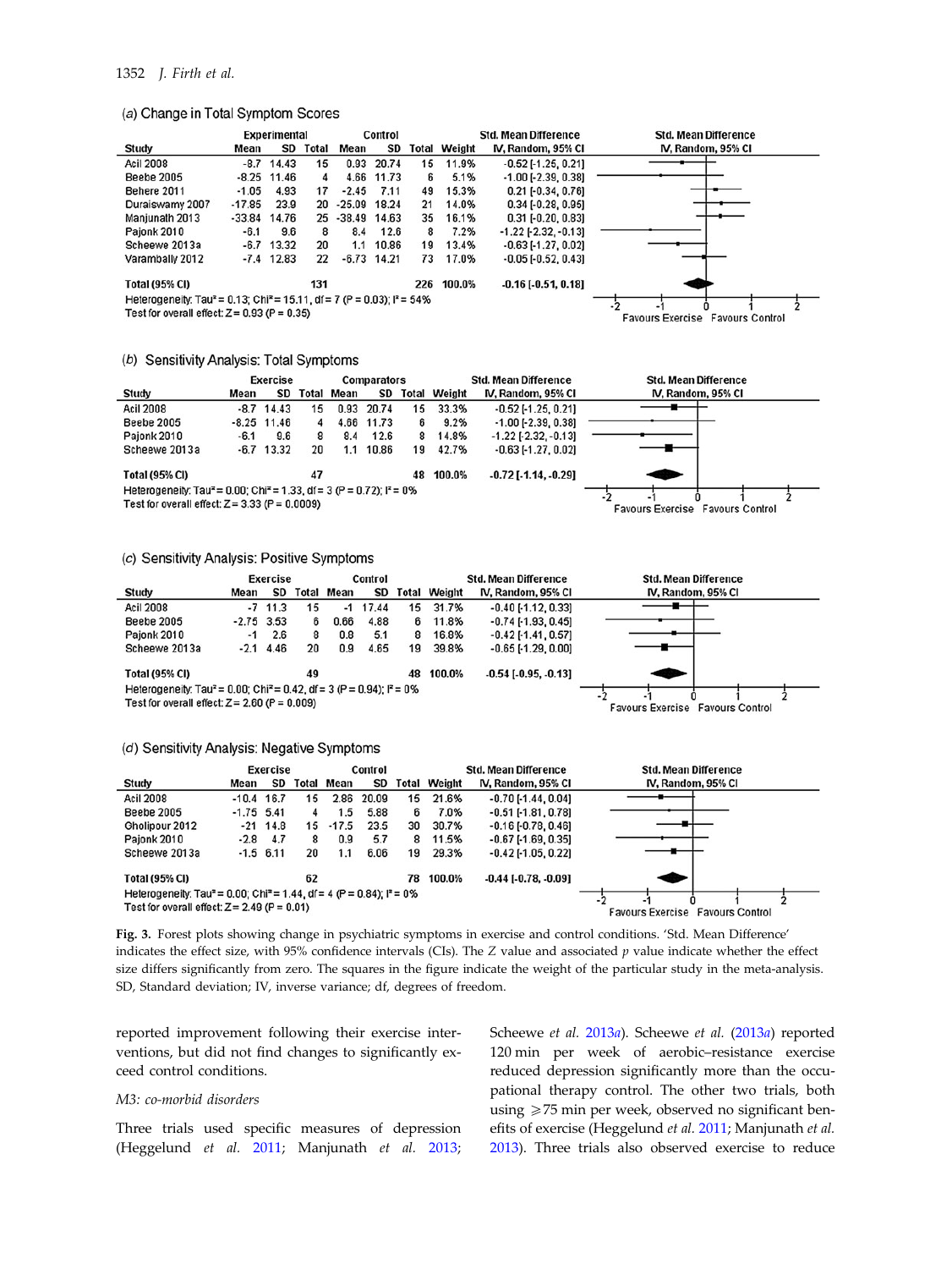(*a*) Change in Total Symptom Scores

| Study | Experimental Mean | SD | Total | Control Mean | SD | Total | Weight | Std. Mean Difference IV, Random, 95% CI |
|---|---|---|---|---|---|---|---|---|
| Acil 2008 | -8.7 | 14.43 | 15 | 0.93 | 20.74 | 15 | 11.9% | -0.52 [-1.25, 0.21] |
| Beebe 2005 | -8.25 | 11.46 | 4 | 4.66 | 11.73 | 6 | 5.1% | -1.00 [-2.39, 0.38] |
| Behere 2011 | -1.05 | 4.93 | 17 | -2.45 | 7.11 | 49 | 15.3% | 0.21 [-0.34, 0.76] |
| Duraiswamy 2007 | -17.85 | 23.9 | 20 | -25.09 | 18.24 | 21 | 14.0% | 0.34 [-0.28, 0.96] |
| Manjunath 2013 | -33.84 | 14.76 | 25 | -38.49 | 14.63 | 35 | 16.1% | 0.31 [-0.20, 0.83] |
| Pajonk 2010 | -6.1 | 9.6 | 8 | 8.4 | 12.6 | 8 | 7.2% | -1.22 [-2.32, -0.13] |
| Scheewe 2013a | -6.7 | 13.32 | 20 | 1.1 | 10.86 | 19 | 13.4% | -0.63 [-1.27, 0.02] |
| Varambally 2012 | -7.4 | 12.83 | 22 | -6.73 | 14.21 | 73 | 17.0% | -0.05 [-0.52, 0.43] |
| **Total (95% CI)** | | | 131 | | | 226 | 100.0% | **-0.16 [-0.51, 0.18]** |

Heterogeneity: Tau² = 0.13; Chi² = 15.11, df = 7 (P = 0.03); I² = 54%
Test for overall effect: Z = 0.93 (P = 0.35)

(*b*) Sensitivity Analysis: Total Symptoms

| Study | Exercise Mean | SD | Total | Comparators Mean | SD | Total | Weight | Std. Mean Difference IV, Random, 95% CI |
|---|---|---|---|---|---|---|---|---|
| Acil 2008 | -8.7 | 14.43 | 15 | 0.93 | 20.74 | 15 | 33.3% | -0.52 [-1.25, 0.21] |
| Beebe 2005 | -8.25 | 11.46 | 4 | 4.66 | 11.73 | 6 | 9.2% | -1.00 [-2.39, 0.38] |
| Pajonk 2010 | -6.1 | 9.6 | 8 | 8.4 | 12.6 | 8 | 14.8% | -1.22 [-2.32, -0.13] |
| Scheewe 2013a | -6.7 | 13.32 | 20 | 1.1 | 10.86 | 19 | 42.7% | -0.63 [-1.27, 0.02] |
| **Total (95% CI)** | | | 47 | | | 48 | 100.0% | **-0.72 [-1.14, -0.29]** |

Heterogeneity: Tau² = 0.00; Chi² = 1.33, df = 3 (P = 0.72); I² = 0%
Test for overall effect: Z = 3.33 (P = 0.0009)

(*c*) Sensitivity Analysis: Positive Symptoms

| Study | Exercise Mean | SD | Total | Control Mean | SD | Total | Weight | Std. Mean Difference IV, Random, 95% CI |
|---|---|---|---|---|---|---|---|---|
| Acil 2008 | -7 | 11.3 | 15 | -1 | 17.44 | 15 | 31.7% | -0.40 [-1.12, 0.33] |
| Beebe 2005 | -2.75 | 3.53 | 6 | 0.66 | 4.88 | 6 | 11.8% | -0.74 [-1.93, 0.45] |
| Pajonk 2010 | -1 | 2.6 | 8 | 0.8 | 5.1 | 8 | 16.8% | -0.42 [-1.41, 0.57] |
| Scheewe 2013a | -2.1 | 4.46 | 20 | 0.9 | 4.65 | 19 | 39.8% | -0.65 [-1.29, 0.00] |
| **Total (95% CI)** | | | 49 | | | 48 | 100.0% | **-0.54 [-0.95, -0.13]** |

Heterogeneity: Tau² = 0.00; Chi² = 0.42, df = 3 (P = 0.94); I² = 0%
Test for overall effect: Z = 2.60 (P = 0.009)

(*d*) Sensitivity Analysis: Negative Symptoms

| Study | Exercise Mean | SD | Total | Control Mean | SD | Total | Weight | Std. Mean Difference IV, Random, 95% CI |
|---|---|---|---|---|---|---|---|---|
| Acil 2008 | -10.4 | 16.7 | 15 | 2.86 | 20.09 | 15 | 21.6% | -0.70 [-1.44, 0.04] |
| Beebe 2005 | -1.75 | 5.41 | 4 | 1.5 | 5.6 | 6 | 7.0% | -0.51 [-1.81, 0.78] |
| Gholipour 2012 | -21 | 14.8 | 15 | -17.5 | 23.5 | 30 | 30.7% | -0.16 [-0.78, 0.46] |
| Pajonk 2010 | -2.8 | 4.7 | 8 | 0.9 | 5.7 | 8 | 11.5% | -0.67 [-1.69, 0.35] |
| Scheewe 2013a | -1.5 | 6.11 | 20 | 1.1 | 6.06 | 19 | 29.3% | -0.42 [-1.05, 0.22] |
| **Total (95% CI)** | | | 62 | | | 78 | 100.0% | **-0.44 [-0.78, -0.09]** |

Heterogeneity: Tau² = 0.00; Chi² = 1.44, df = 4 (P = 0.84); I² = 0%
Test for overall effect: Z = 2.49 (P = 0.01)

**Fig. 3.** Forest plots showing change in psychiatric symptoms in exercise and control conditions. 'Std. Mean Difference' indicates the effect size, with 95% confidence intervals (CIs). The Z value and associated *p* value indicate whether the effect size differs significantly from zero. The squares in the figure indicate the weight of the particular study in the meta-analysis. SD, Standard deviation; IV, inverse variance; df, degrees of freedom.

reported improvement following their exercise interventions, but did not find changes to significantly exceed control conditions.

*M3: co-morbid disorders*

Three trials used specific measures of depression (Heggelund *et al.* 2011; Manjunath *et al.* 2013; Scheewe *et al.* 2013*a*). Scheewe *et al.* (2013*a*) reported 120 min per week of aerobic–resistance exercise reduced depression significantly more than the occupational therapy control. The other two trials, both using ⩾75 min per week, observed no significant benefits of exercise (Heggelund *et al.* 2011; Manjunath *et al.* 2013). Three trials also observed exercise to reduce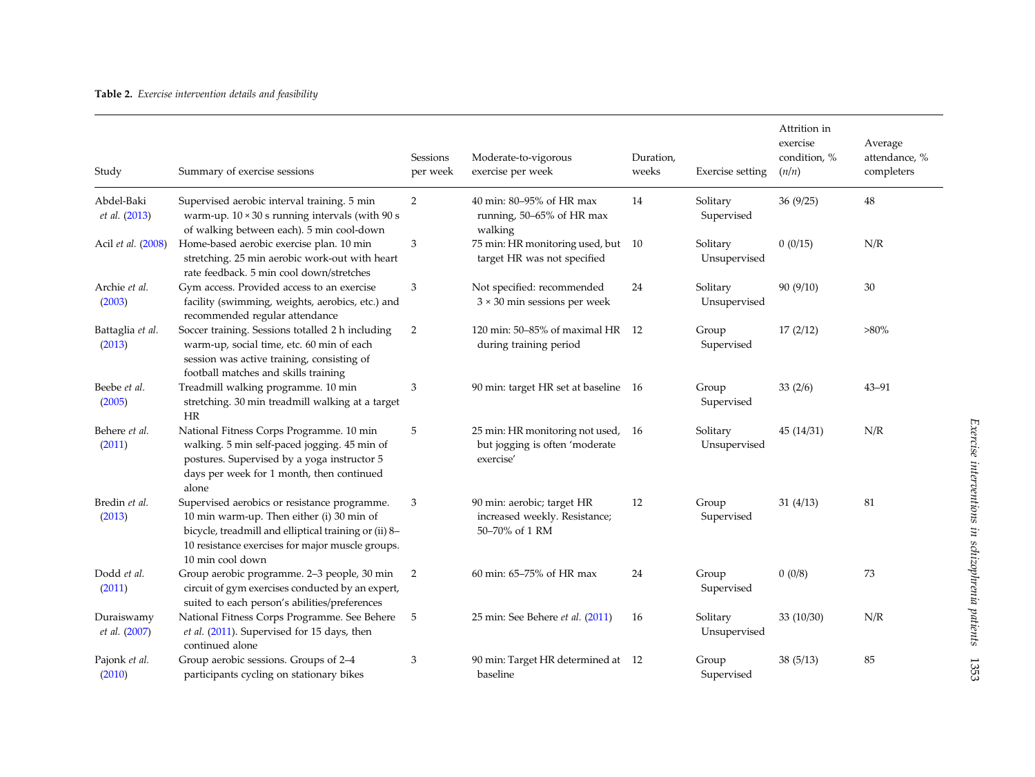**Table 2.** *Exercise intervention details and feasibility*

| Study | Summary of exercise sessions | Sessions per week | Moderate-to-vigorous exercise per week | Duration, weeks | Exercise setting | Attrition in exercise condition, % (*n*/*n*) | Average attendance, % completers |
|---|---|---|---|---|---|---|---|
| Abdel-Baki *et al.* (2013) | Supervised aerobic interval training. 5 min warm-up. 10 × 30 s running intervals (with 90 s of walking between each). 5 min cool-down | 2 | 40 min: 80–95% of HR max running, 50–65% of HR max walking | 14 | Solitary Supervised | 36 (9/25) | 48 |
| Acil *et al.* (2008) | Home-based aerobic exercise plan. 10 min stretching. 25 min aerobic work-out with heart rate feedback. 5 min cool down/stretches | 3 | 75 min: HR monitoring used, but target HR was not specified | 10 | Solitary Unsupervised | 0 (0/15) | N/R |
| Archie *et al.* (2003) | Gym access. Provided access to an exercise facility (swimming, weights, aerobics, etc.) and recommended regular attendance | 3 | Not specified: recommended 3 × 30 min sessions per week | 24 | Solitary Unsupervised | 90 (9/10) | 30 |
| Battaglia *et al.* (2013) | Soccer training. Sessions totalled 2 h including warm-up, social time, etc. 60 min of each session was active training, consisting of football matches and skills training | 2 | 120 min: 50–85% of maximal HR during training period | 12 | Group Supervised | 17 (2/12) | >80% |
| Beebe *et al.* (2005) | Treadmill walking programme. 10 min stretching. 30 min treadmill walking at a target HR | 3 | 90 min: target HR set at baseline | 16 | Group Supervised | 33 (2/6) | 43–91 |
| Behere *et al.* (2011) | National Fitness Corps Programme. 10 min walking. 5 min self-paced jogging. 45 min of postures. Supervised by a yoga instructor 5 days per week for 1 month, then continued alone | 5 | 25 min: HR monitoring not used, but jogging is often 'moderate exercise' | 16 | Solitary Unsupervised | 45 (14/31) | N/R |
| Bredin *et al.* (2013) | Supervised aerobics or resistance programme. 10 min warm-up. Then either (i) 30 min of bicycle, treadmill and elliptical training or (ii) 8–10 resistance exercises for major muscle groups. 10 min cool down | 3 | 90 min: aerobic; target HR increased weekly. Resistance; 50–70% of 1 RM | 12 | Group Supervised | 31 (4/13) | 81 |
| Dodd *et al.* (2011) | Group aerobic programme. 2–3 people, 30 min circuit of gym exercises conducted by an expert, suited to each person's abilities/preferences | 2 | 60 min: 65–75% of HR max | 24 | Group Supervised | 0 (0/8) | 73 |
| Duraiswamy *et al.* (2007) | National Fitness Corps Programme. See Behere *et al.* (2011). Supervised for 15 days, then continued alone | 5 | 25 min: See Behere *et al.* (2011) | 16 | Solitary Unsupervised | 33 (10/30) | N/R |
| Pajonk *et al.* (2010) | Group aerobic sessions. Groups of 2–4 participants cycling on stationary bikes | 3 | 90 min: Target HR determined at baseline | 12 | Group Supervised | 38 (5/13) | 85 |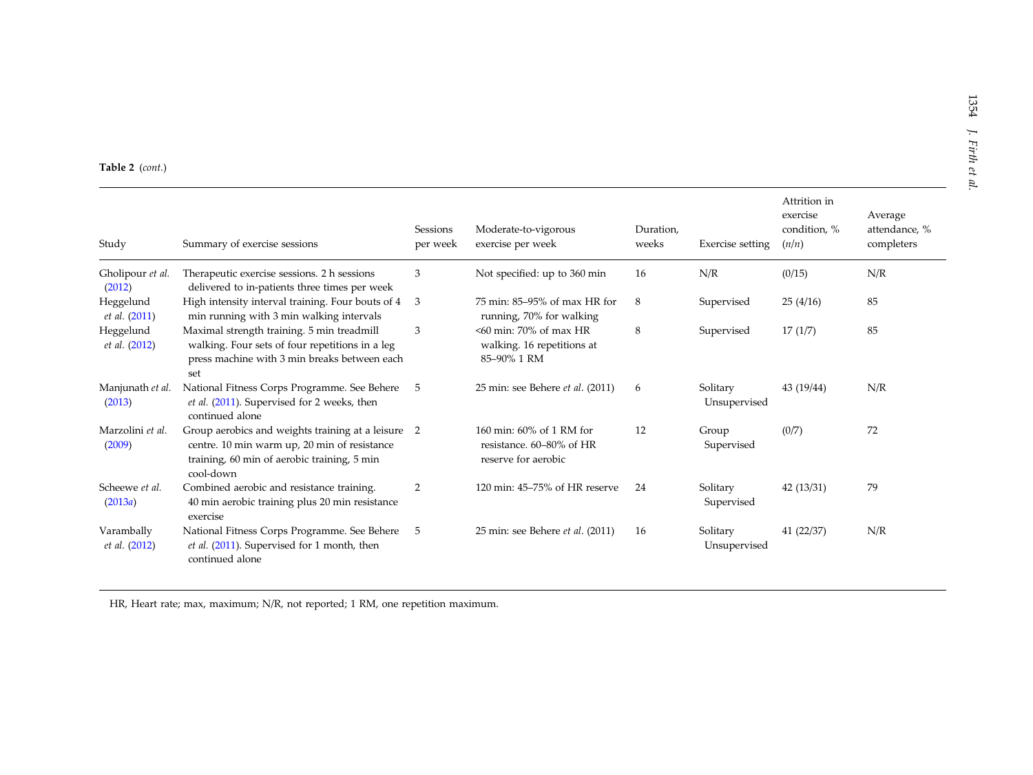**Table 2** (*cont.*)

| Study | Summary of exercise sessions | Sessions per week | Moderate-to-vigorous exercise per week | Duration, weeks | Exercise setting | Attrition in exercise condition, % (*n*/*n*) | Average attendance, % completers |
|---|---|---|---|---|---|---|---|
| Gholipour *et al.* (2012) | Therapeutic exercise sessions. 2 h sessions delivered to in-patients three times per week | 3 | Not specified: up to 360 min | 16 | N/R | (0/15) | N/R |
| Heggelund *et al.* (2011) | High intensity interval training. Four bouts of 4 min running with 3 min walking intervals | 3 | 75 min: 85–95% of max HR for running, 70% for walking | 8 | Supervised | 25 (4/16) | 85 |
| Heggelund *et al.* (2012) | Maximal strength training. 5 min treadmill walking. Four sets of four repetitions in a leg press machine with 3 min breaks between each set | 3 | <60 min: 70% of max HR walking. 16 repetitions at 85–90% 1 RM | 8 | Supervised | 17 (1/7) | 85 |
| Manjunath *et al.* (2013) | National Fitness Corps Programme. See Behere *et al.* (2011). Supervised for 2 weeks, then continued alone | 5 | 25 min: see Behere *et al.* (2011) | 6 | Solitary Unsupervised | 43 (19/44) | N/R |
| Marzolini *et al.* (2009) | Group aerobics and weights training at a leisure centre. 10 min warm up, 20 min of resistance training, 60 min of aerobic training, 5 min cool-down | 2 | 160 min: 60% of 1 RM for resistance. 60–80% of HR reserve for aerobic | 12 | Group Supervised | (0/7) | 72 |
| Scheewe *et al.* (2013*a*) | Combined aerobic and resistance training. 40 min aerobic training plus 20 min resistance exercise | 2 | 120 min: 45–75% of HR reserve | 24 | Solitary Supervised | 42 (13/31) | 79 |
| Varambally *et al.* (2012) | National Fitness Corps Programme. See Behere *et al.* (2011). Supervised for 1 month, then continued alone | 5 | 25 min: see Behere *et al.* (2011) | 16 | Solitary Unsupervised | 41 (22/37) | N/R |

HR, Heart rate; max, maximum; N/R, not reported; 1 RM, one repetition maximum.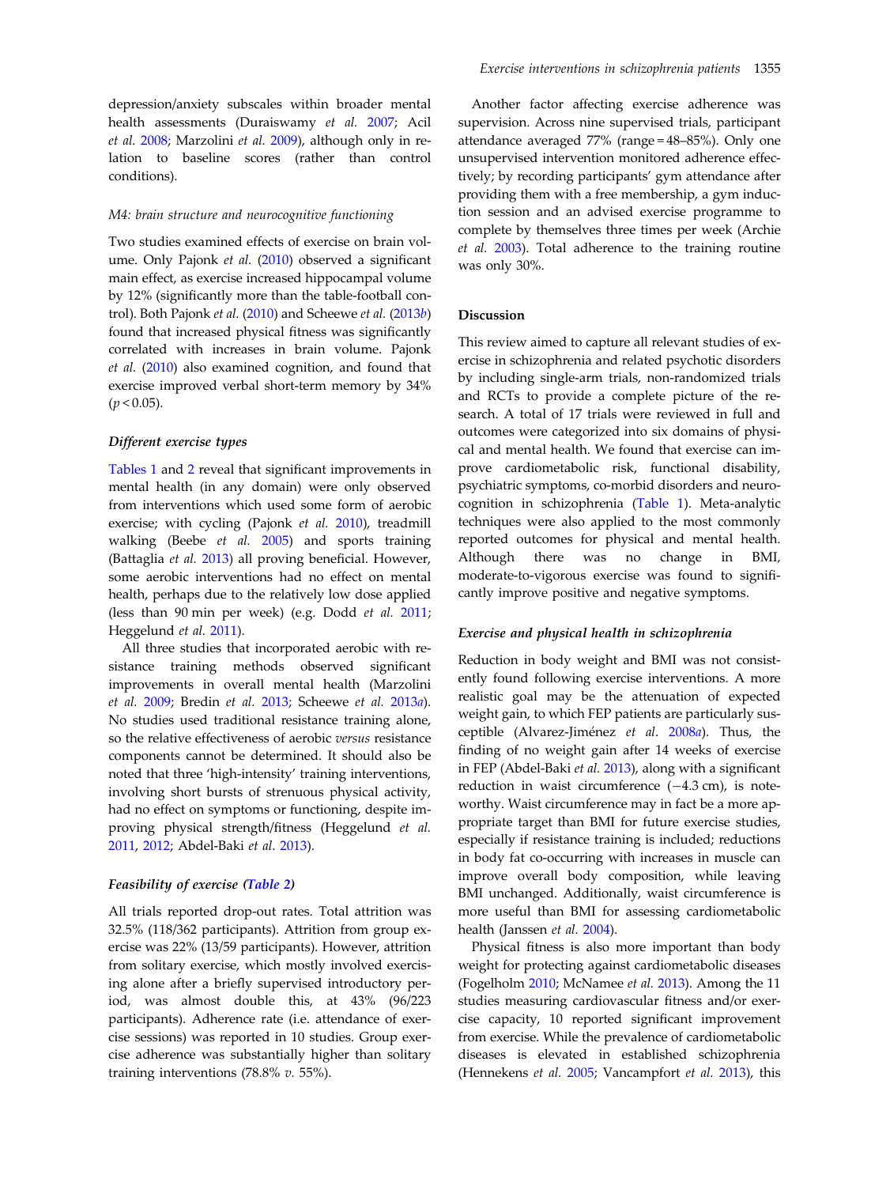depression/anxiety subscales within broader mental health assessments (Duraiswamy *et al.* 2007; Acil *et al.* 2008; Marzolini *et al.* 2009), although only in relation to baseline scores (rather than control conditions).

#### *M4: brain structure and neurocognitive functioning*

Two studies examined effects of exercise on brain volume. Only Pajonk *et al.* (2010) observed a significant main effect, as exercise increased hippocampal volume by 12% (significantly more than the table-football control). Both Pajonk *et al.* (2010) and Scheewe *et al.* (2013*b*) found that increased physical fitness was significantly correlated with increases in brain volume. Pajonk *et al.* (2010) also examined cognition, and found that exercise improved verbal short-term memory by 34% ($p < 0.05$).

### *Different exercise types*

Tables 1 and 2 reveal that significant improvements in mental health (in any domain) were only observed from interventions which used some form of aerobic exercise; with cycling (Pajonk *et al.* 2010), treadmill walking (Beebe *et al.* 2005) and sports training (Battaglia *et al.* 2013) all proving beneficial. However, some aerobic interventions had no effect on mental health, perhaps due to the relatively low dose applied (less than 90 min per week) (e.g. Dodd *et al.* 2011; Heggelund *et al.* 2011).

All three studies that incorporated aerobic with resistance training methods observed significant improvements in overall mental health (Marzolini *et al.* 2009; Bredin *et al.* 2013; Scheewe *et al.* 2013*a*). No studies used traditional resistance training alone, so the relative effectiveness of aerobic *versus* resistance components cannot be determined. It should also be noted that three 'high-intensity' training interventions, involving short bursts of strenuous physical activity, had no effect on symptoms or functioning, despite improving physical strength/fitness (Heggelund *et al.* 2011, 2012; Abdel-Baki *et al.* 2013).

### *Feasibility of exercise (Table 2)*

All trials reported drop-out rates. Total attrition was 32.5% (118/362 participants). Attrition from group exercise was 22% (13/59 participants). However, attrition from solitary exercise, which mostly involved exercising alone after a briefly supervised introductory period, was almost double this, at 43% (96/223 participants). Adherence rate (i.e. attendance of exercise sessions) was reported in 10 studies. Group exercise adherence was substantially higher than solitary training interventions (78.8% *v.* 55%).

Another factor affecting exercise adherence was supervision. Across nine supervised trials, participant attendance averaged 77% (range = 48–85%). Only one unsupervised intervention monitored adherence effectively; by recording participants' gym attendance after providing them with a free membership, a gym induction session and an advised exercise programme to complete by themselves three times per week (Archie *et al.* 2003). Total adherence to the training routine was only 30%.

## Discussion

This review aimed to capture all relevant studies of exercise in schizophrenia and related psychotic disorders by including single-arm trials, non-randomized trials and RCTs to provide a complete picture of the research. A total of 17 trials were reviewed in full and outcomes were categorized into six domains of physical and mental health. We found that exercise can improve cardiometabolic risk, functional disability, psychiatric symptoms, co-morbid disorders and neurocognition in schizophrenia (Table 1). Meta-analytic techniques were also applied to the most commonly reported outcomes for physical and mental health. Although there was no change in BMI, moderate-to-vigorous exercise was found to significantly improve positive and negative symptoms.

### *Exercise and physical health in schizophrenia*

Reduction in body weight and BMI was not consistently found following exercise interventions. A more realistic goal may be the attenuation of expected weight gain, to which FEP patients are particularly susceptible (Alvarez-Jiménez *et al*. 2008*a*). Thus, the finding of no weight gain after 14 weeks of exercise in FEP (Abdel-Baki *et al.* 2013), along with a significant reduction in waist circumference (−4.3 cm), is noteworthy. Waist circumference may in fact be a more appropriate target than BMI for future exercise studies, especially if resistance training is included; reductions in body fat co-occurring with increases in muscle can improve overall body composition, while leaving BMI unchanged. Additionally, waist circumference is more useful than BMI for assessing cardiometabolic health (Janssen *et al.* 2004).

Physical fitness is also more important than body weight for protecting against cardiometabolic diseases (Fogelholm 2010; McNamee *et al.* 2013). Among the 11 studies measuring cardiovascular fitness and/or exercise capacity, 10 reported significant improvement from exercise. While the prevalence of cardiometabolic diseases is elevated in established schizophrenia (Hennekens *et al.* 2005; Vancampfort *et al.* 2013), this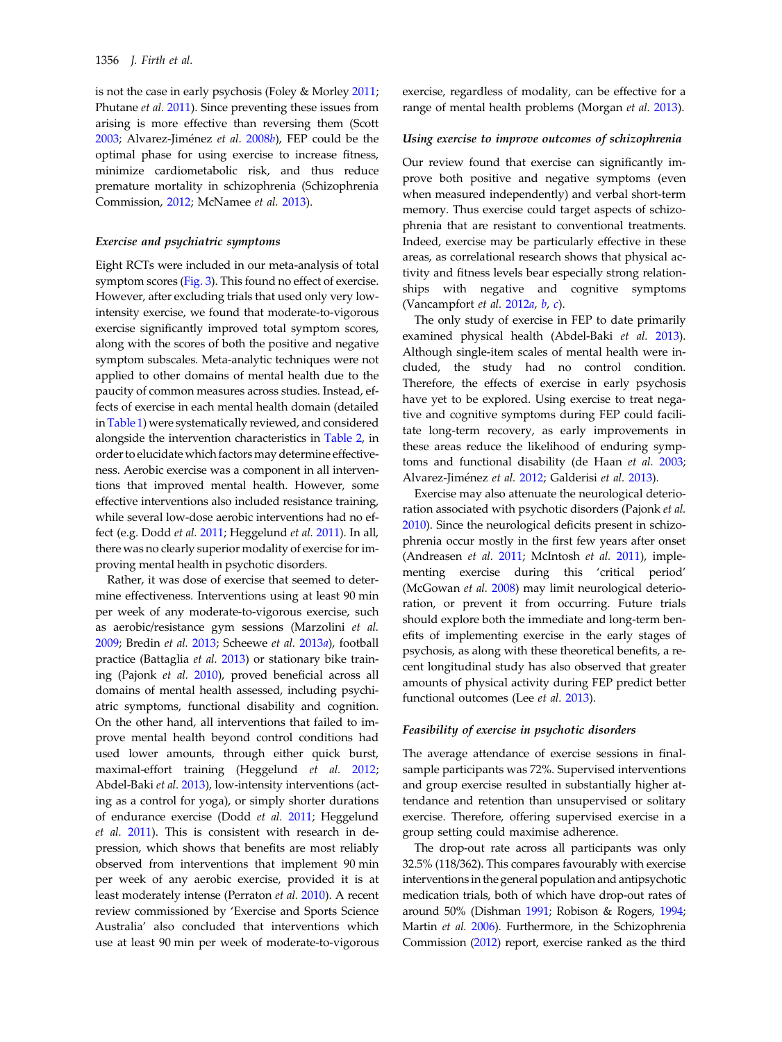is not the case in early psychosis (Foley & Morley 2011; Phutane *et al.* 2011). Since preventing these issues from arising is more effective than reversing them (Scott 2003; Alvarez-Jiménez *et al.* 2008*b*), FEP could be the optimal phase for using exercise to increase fitness, minimize cardiometabolic risk, and thus reduce premature mortality in schizophrenia (Schizophrenia Commission, 2012; McNamee *et al.* 2013).

### *Exercise and psychiatric symptoms*

Eight RCTs were included in our meta-analysis of total symptom scores (Fig. 3). This found no effect of exercise. However, after excluding trials that used only very low-intensity exercise, we found that moderate-to-vigorous exercise significantly improved total symptom scores, along with the scores of both the positive and negative symptom subscales. Meta-analytic techniques were not applied to other domains of mental health due to the paucity of common measures across studies. Instead, effects of exercise in each mental health domain (detailed in Table 1) were systematically reviewed, and considered alongside the intervention characteristics in Table 2, in order to elucidate which factors may determine effectiveness. Aerobic exercise was a component in all interventions that improved mental health. However, some effective interventions also included resistance training, while several low-dose aerobic interventions had no effect (e.g. Dodd *et al.* 2011; Heggelund *et al.* 2011). In all, there was no clearly superior modality of exercise for improving mental health in psychotic disorders.

Rather, it was dose of exercise that seemed to determine effectiveness. Interventions using at least 90 min per week of any moderate-to-vigorous exercise, such as aerobic/resistance gym sessions (Marzolini *et al.* 2009; Bredin *et al.* 2013; Scheewe *et al.* 2013*a*), football practice (Battaglia *et al.* 2013) or stationary bike training (Pajonk *et al.* 2010), proved beneficial across all domains of mental health assessed, including psychiatric symptoms, functional disability and cognition. On the other hand, all interventions that failed to improve mental health beyond control conditions had used lower amounts, through either quick burst, maximal-effort training (Heggelund *et al.* 2012; Abdel-Baki *et al.* 2013), low-intensity interventions (acting as a control for yoga), or simply shorter durations of endurance exercise (Dodd *et al.* 2011; Heggelund *et al.* 2011). This is consistent with research in depression, which shows that benefits are most reliably observed from interventions that implement 90 min per week of any aerobic exercise, provided it is at least moderately intense (Perraton *et al.* 2010). A recent review commissioned by 'Exercise and Sports Science Australia' also concluded that interventions which use at least 90 min per week of moderate-to-vigorous exercise, regardless of modality, can be effective for a range of mental health problems (Morgan *et al.* 2013).

### *Using exercise to improve outcomes of schizophrenia*

Our review found that exercise can significantly improve both positive and negative symptoms (even when measured independently) and verbal short-term memory. Thus exercise could target aspects of schizophrenia that are resistant to conventional treatments. Indeed, exercise may be particularly effective in these areas, as correlational research shows that physical activity and fitness levels bear especially strong relationships with negative and cognitive symptoms (Vancampfort *et al.* 2012*a*, *b*, *c*).

The only study of exercise in FEP to date primarily examined physical health (Abdel-Baki *et al.* 2013). Although single-item scales of mental health were included, the study had no control condition. Therefore, the effects of exercise in early psychosis have yet to be explored. Using exercise to treat negative and cognitive symptoms during FEP could facilitate long-term recovery, as early improvements in these areas reduce the likelihood of enduring symptoms and functional disability (de Haan *et al.* 2003; Alvarez-Jiménez *et al.* 2012; Galderisi *et al.* 2013).

Exercise may also attenuate the neurological deterioration associated with psychotic disorders (Pajonk *et al.* 2010). Since the neurological deficits present in schizophrenia occur mostly in the first few years after onset (Andreasen *et al.* 2011; McIntosh *et al.* 2011), implementing exercise during this 'critical period' (McGowan *et al.* 2008) may limit neurological deterioration, or prevent it from occurring. Future trials should explore both the immediate and long-term benefits of implementing exercise in the early stages of psychosis, as along with these theoretical benefits, a recent longitudinal study has also observed that greater amounts of physical activity during FEP predict better functional outcomes (Lee *et al.* 2013).

### *Feasibility of exercise in psychotic disorders*

The average attendance of exercise sessions in final-sample participants was 72%. Supervised interventions and group exercise resulted in substantially higher attendance and retention than unsupervised or solitary exercise. Therefore, offering supervised exercise in a group setting could maximise adherence.

The drop-out rate across all participants was only 32.5% (118/362). This compares favourably with exercise interventions in the general population and antipsychotic medication trials, both of which have drop-out rates of around 50% (Dishman 1991; Robison & Rogers, 1994; Martin *et al.* 2006). Furthermore, in the Schizophrenia Commission (2012) report, exercise ranked as the third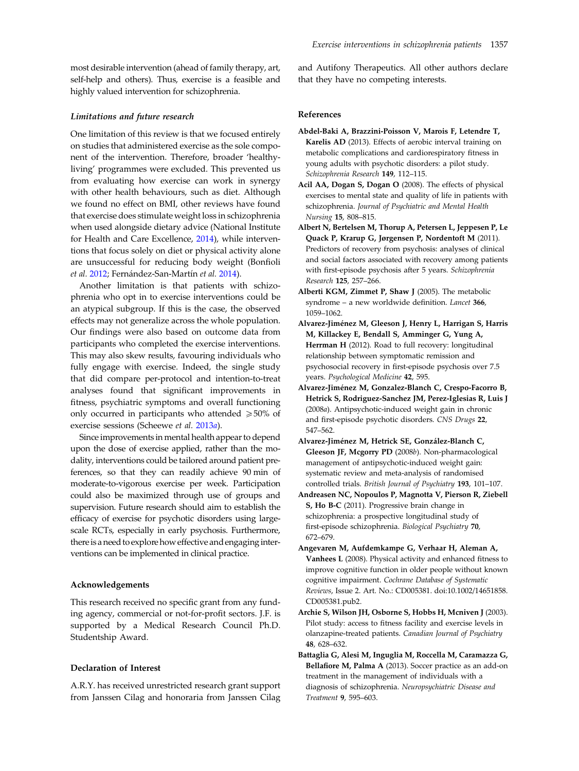most desirable intervention (ahead of family therapy, art, self-help and others). Thus, exercise is a feasible and highly valued intervention for schizophrenia.

### *Limitations and future research*

One limitation of this review is that we focused entirely on studies that administered exercise as the sole component of the intervention. Therefore, broader 'healthy-living' programmes were excluded. This prevented us from evaluating how exercise can work in synergy with other health behaviours, such as diet. Although we found no effect on BMI, other reviews have found that exercise does stimulate weight loss in schizophrenia when used alongside dietary advice (National Institute for Health and Care Excellence, 2014), while interventions that focus solely on diet or physical activity alone are unsuccessful for reducing body weight (Bonfioli *et al.* 2012; Fernández-San-Martín *et al.* 2014).

Another limitation is that patients with schizophrenia who opt in to exercise interventions could be an atypical subgroup. If this is the case, the observed effects may not generalize across the whole population. Our findings were also based on outcome data from participants who completed the exercise interventions. This may also skew results, favouring individuals who fully engage with exercise. Indeed, the single study that did compare per-protocol and intention-to-treat analyses found that significant improvements in fitness, psychiatric symptoms and overall functioning only occurred in participants who attended ⩾50% of exercise sessions (Scheewe *et al.* 2013*a*).

Since improvements in mental health appear to depend upon the dose of exercise applied, rather than the modality, interventions could be tailored around patient preferences, so that they can readily achieve 90 min of moderate-to-vigorous exercise per week. Participation could also be maximized through use of groups and supervision. Future research should aim to establish the efficacy of exercise for psychotic disorders using large-scale RCTs, especially in early psychosis. Furthermore, there is a need to explore how effective and engaging interventions can be implemented in clinical practice.

## Acknowledgements

This research received no specific grant from any funding agency, commercial or not-for-profit sectors. J.F. is supported by a Medical Research Council Ph.D. Studentship Award.

## Declaration of Interest

A.R.Y. has received unrestricted research grant support from Janssen Cilag and honoraria from Janssen Cilag and Autifony Therapeutics. All other authors declare that they have no competing interests.

## References

**Abdel-Baki A, Brazzini-Poisson V, Marois F, Letendre T, Karelis AD** (2013). Effects of aerobic interval training on metabolic complications and cardiorespiratory fitness in young adults with psychotic disorders: a pilot study. *Schizophrenia Research* **149**, 112–115.

**Acil AA, Dogan S, Dogan O** (2008). The effects of physical exercises to mental state and quality of life in patients with schizophrenia. *Journal of Psychiatric and Mental Health Nursing* **15**, 808–815.

**Albert N, Bertelsen M, Thorup A, Petersen L, Jeppesen P, Le Quack P, Krarup G, Jørgensen P, Nordentoft M** (2011). Predictors of recovery from psychosis: analyses of clinical and social factors associated with recovery among patients with first-episode psychosis after 5 years. *Schizophrenia Research* **125**, 257–266.

**Alberti KGM, Zimmet P, Shaw J** (2005). The metabolic syndrome – a new worldwide definition. *Lancet* **366**, 1059–1062.

**Alvarez-Jiménez M, Gleeson J, Henry L, Harrigan S, Harris M, Killackey E, Bendall S, Amminger G, Yung A, Herrman H** (2012). Road to full recovery: longitudinal relationship between symptomatic remission and psychosocial recovery in first-episode psychosis over 7.5 years. *Psychological Medicine* **42**, 595.

**Alvarez-Jiménez M, Gonzalez-Blanch C, Crespo-Facorro B, Hetrick S, Rodriguez-Sanchez JM, Perez-Iglesias R, Luis J** (2008*a*). Antipsychotic-induced weight gain in chronic and first-episode psychotic disorders. *CNS Drugs* **22**, 547–562.

**Alvarez-Jiménez M, Hetrick SE, González-Blanch C, Gleeson JF, Mcgorry PD** (2008*b*). Non-pharmacological management of antipsychotic-induced weight gain: systematic review and meta-analysis of randomised controlled trials. *British Journal of Psychiatry* **193**, 101–107.

**Andreasen NC, Nopoulos P, Magnotta V, Pierson R, Ziebell S, Ho B-C** (2011). Progressive brain change in schizophrenia: a prospective longitudinal study of first-episode schizophrenia. *Biological Psychiatry* **70**, 672–679.

**Angevaren M, Aufdemkampe G, Verhaar H, Aleman A, Vanhees L** (2008). Physical activity and enhanced fitness to improve cognitive function in older people without known cognitive impairment. *Cochrane Database of Systematic Reviews*, Issue 2. Art. No.: CD005381. doi:10.1002/14651858. CD005381.pub2.

**Archie S, Wilson JH, Osborne S, Hobbs H, Mcniven J** (2003). Pilot study: access to fitness facility and exercise levels in olanzapine-treated patients. *Canadian Journal of Psychiatry* **48**, 628–632.

**Battaglia G, Alesi M, Inguglia M, Roccella M, Caramazza G, Bellafiore M, Palma A** (2013). Soccer practice as an add-on treatment in the management of individuals with a diagnosis of schizophrenia. *Neuropsychiatric Disease and Treatment* **9**, 595–603.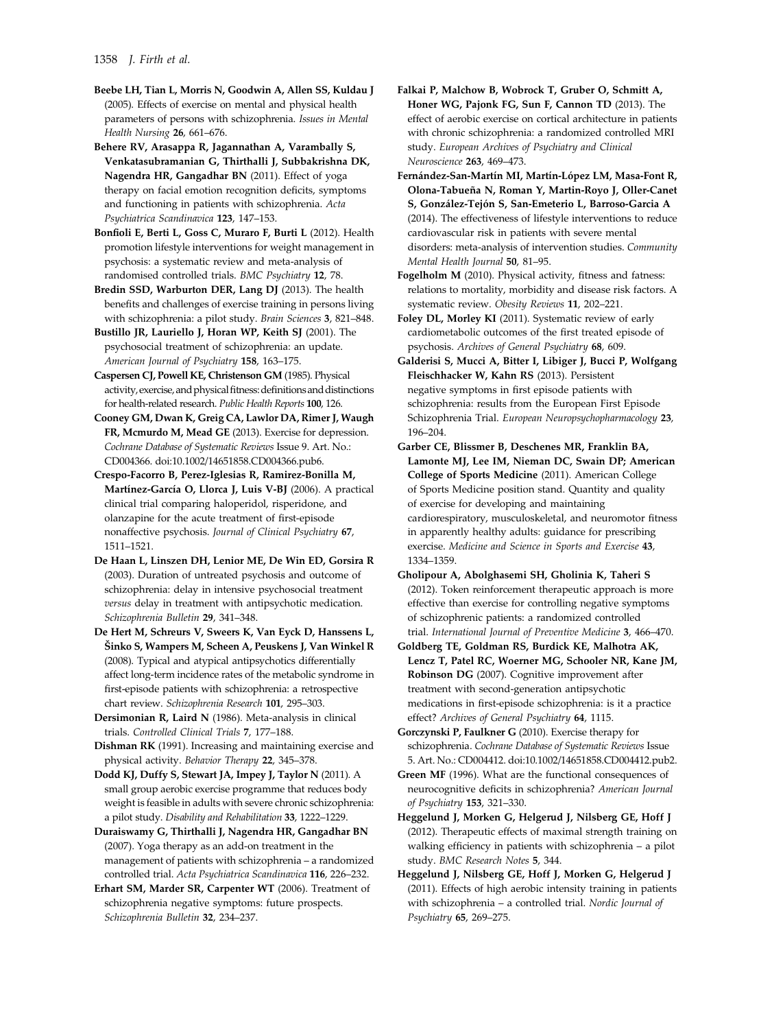**Beebe LH, Tian L, Morris N, Goodwin A, Allen SS, Kuldau J** (2005). Effects of exercise on mental and physical health parameters of persons with schizophrenia. *Issues in Mental Health Nursing* **26**, 661–676.

**Behere RV, Arasappa R, Jagannathan A, Varambally S, Venkatasubramanian G, Thirthalli J, Subbakrishna DK, Nagendra HR, Gangadhar BN** (2011). Effect of yoga therapy on facial emotion recognition deficits, symptoms and functioning in patients with schizophrenia. *Acta Psychiatrica Scandinavica* **123**, 147–153.

**Bonfioli E, Berti L, Goss C, Muraro F, Burti L** (2012). Health promotion lifestyle interventions for weight management in psychosis: a systematic review and meta-analysis of randomised controlled trials. *BMC Psychiatry* **12**, 78.

**Bredin SSD, Warburton DER, Lang DJ** (2013). The health benefits and challenges of exercise training in persons living with schizophrenia: a pilot study. *Brain Sciences* **3**, 821–848.

**Bustillo JR, Lauriello J, Horan WP, Keith SJ** (2001). The psychosocial treatment of schizophrenia: an update. *American Journal of Psychiatry* **158**, 163–175.

**Caspersen CJ, Powell KE, Christenson GM** (1985). Physical activity, exercise, and physical fitness: definitions and distinctions for health-related research. *Public Health Reports* **100**, 126.

**Cooney GM, Dwan K, Greig CA, Lawlor DA, Rimer J, Waugh FR, Mcmurdo M, Mead GE** (2013). Exercise for depression. *Cochrane Database of Systematic Reviews* Issue 9. Art. No.: CD004366. doi:10.1002/14651858.CD004366.pub6.

**Crespo-Facorro B, Perez-Iglesias R, Ramirez-Bonilla M, Martínez-García O, Llorca J, Luis V-BJ** (2006). A practical clinical trial comparing haloperidol, risperidone, and olanzapine for the acute treatment of first-episode nonaffective psychosis. *Journal of Clinical Psychiatry* **67**, 1511–1521.

**De Haan L, Linszen DH, Lenior ME, De Win ED, Gorsira R** (2003). Duration of untreated psychosis and outcome of schizophrenia: delay in intensive psychosocial treatment *versus* delay in treatment with antipsychotic medication. *Schizophrenia Bulletin* **29**, 341–348.

**De Hert M, Schreurs V, Sweers K, Van Eyck D, Hanssens L, Šinko S, Wampers M, Scheen A, Peuskens J, Van Winkel R** (2008). Typical and atypical antipsychotics differentially affect long-term incidence rates of the metabolic syndrome in first-episode patients with schizophrenia: a retrospective chart review. *Schizophrenia Research* **101**, 295–303.

**Dersimonian R, Laird N** (1986). Meta-analysis in clinical trials. *Controlled Clinical Trials* **7**, 177–188.

**Dishman RK** (1991). Increasing and maintaining exercise and physical activity. *Behavior Therapy* **22**, 345–378.

**Dodd KJ, Duffy S, Stewart JA, Impey J, Taylor N** (2011). A small group aerobic exercise programme that reduces body weight is feasible in adults with severe chronic schizophrenia: a pilot study. *Disability and Rehabilitation* **33**, 1222–1229.

**Duraiswamy G, Thirthalli J, Nagendra HR, Gangadhar BN** (2007). Yoga therapy as an add-on treatment in the management of patients with schizophrenia – a randomized controlled trial. *Acta Psychiatrica Scandinavica* **116**, 226–232.

**Erhart SM, Marder SR, Carpenter WT** (2006). Treatment of schizophrenia negative symptoms: future prospects. *Schizophrenia Bulletin* **32**, 234–237.

**Falkai P, Malchow B, Wobrock T, Gruber O, Schmitt A, Honer WG, Pajonk FG, Sun F, Cannon TD** (2013). The effect of aerobic exercise on cortical architecture in patients with chronic schizophrenia: a randomized controlled MRI study. *European Archives of Psychiatry and Clinical Neuroscience* **263**, 469–473.

**Fernández-San-Martín MI, Martín-López LM, Masa-Font R, Olona-Tabueña N, Roman Y, Martin-Royo J, Oller-Canet S, González-Tejón S, San-Emeterio L, Barroso-Garcia A** (2014). The effectiveness of lifestyle interventions to reduce cardiovascular risk in patients with severe mental disorders: meta-analysis of intervention studies. *Community Mental Health Journal* **50**, 81–95.

**Fogelholm M** (2010). Physical activity, fitness and fatness: relations to mortality, morbidity and disease risk factors. A systematic review. *Obesity Reviews* **11**, 202–221.

**Foley DL, Morley KI** (2011). Systematic review of early cardiometabolic outcomes of the first treated episode of psychosis. *Archives of General Psychiatry* **68**, 609.

**Galderisi S, Mucci A, Bitter I, Libiger J, Bucci P, Wolfgang Fleischhacker W, Kahn RS** (2013). Persistent negative symptoms in first episode patients with schizophrenia: results from the European First Episode Schizophrenia Trial. *European Neuropsychopharmacology* **23**, 196–204.

**Garber CE, Blissmer B, Deschenes MR, Franklin BA, Lamonte MJ, Lee IM, Nieman DC, Swain DP; American College of Sports Medicine** (2011). American College of Sports Medicine position stand. Quantity and quality of exercise for developing and maintaining cardiorespiratory, musculoskeletal, and neuromotor fitness in apparently healthy adults: guidance for prescribing exercise. *Medicine and Science in Sports and Exercise* **43**, 1334–1359.

**Gholipour A, Abolghasemi SH, Gholinia K, Taheri S** (2012). Token reinforcement therapeutic approach is more effective than exercise for controlling negative symptoms of schizophrenic patients: a randomized controlled trial. *International Journal of Preventive Medicine* **3**, 466–470.

**Goldberg TE, Goldman RS, Burdick KE, Malhotra AK, Lencz T, Patel RC, Woerner MG, Schooler NR, Kane JM, Robinson DG** (2007). Cognitive improvement after treatment with second-generation antipsychotic medications in first-episode schizophrenia: is it a practice effect? *Archives of General Psychiatry* **64**, 1115.

**Gorczynski P, Faulkner G** (2010). Exercise therapy for schizophrenia. *Cochrane Database of Systematic Reviews* Issue 5. Art. No.: CD004412. doi:10.1002/14651858.CD004412.pub2.

**Green MF** (1996). What are the functional consequences of neurocognitive deficits in schizophrenia? *American Journal of Psychiatry* **153**, 321–330.

**Heggelund J, Morken G, Helgerud J, Nilsberg GE, Hoff J** (2012). Therapeutic effects of maximal strength training on walking efficiency in patients with schizophrenia – a pilot study. *BMC Research Notes* **5**, 344.

**Heggelund J, Nilsberg GE, Hoff J, Morken G, Helgerud J** (2011). Effects of high aerobic intensity training in patients with schizophrenia – a controlled trial. *Nordic Journal of Psychiatry* **65**, 269–275.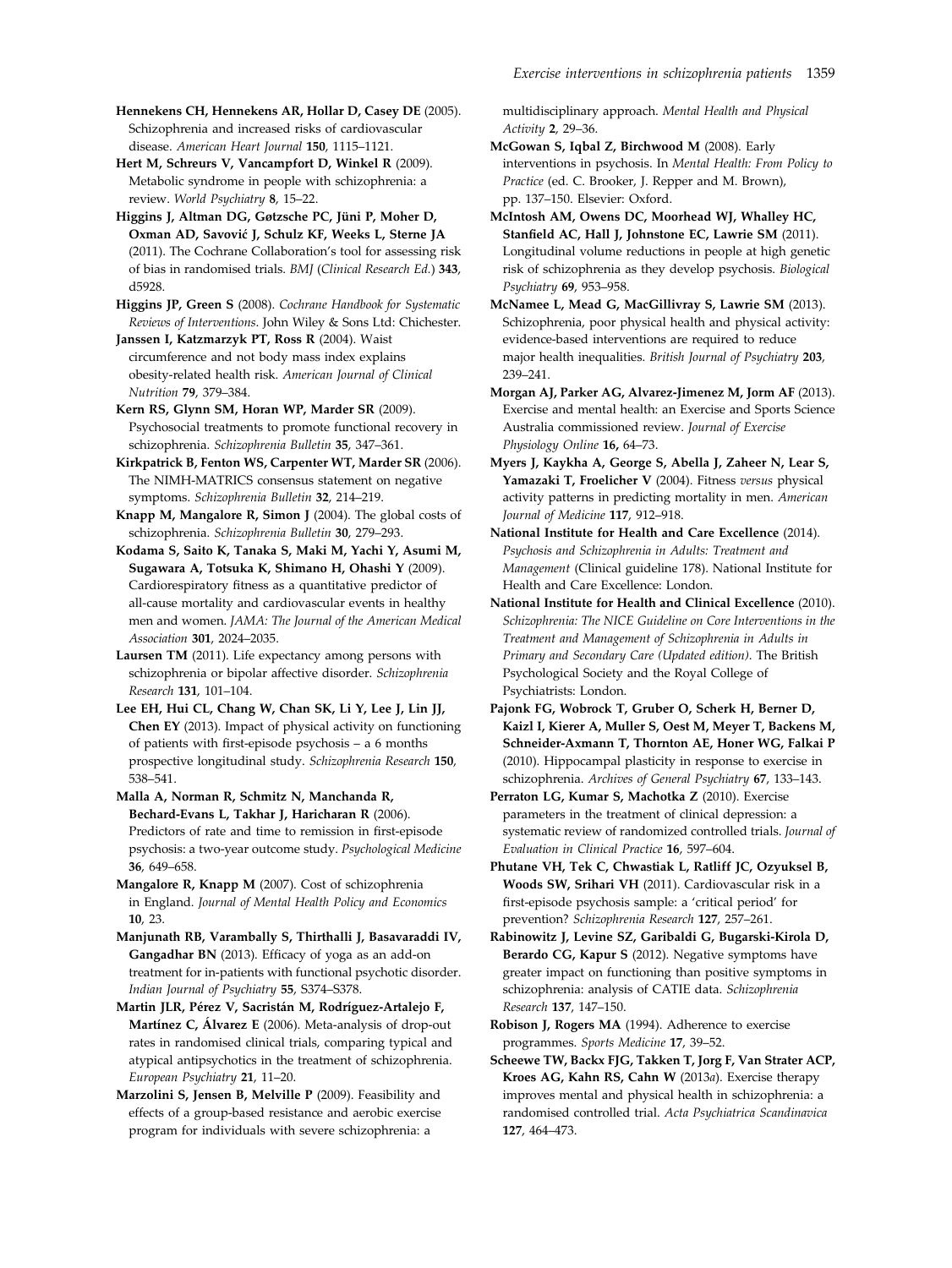**Hennekens CH, Hennekens AR, Hollar D, Casey DE** (2005). Schizophrenia and increased risks of cardiovascular disease. *American Heart Journal* **150**, 1115–1121.

**Hert M, Schreurs V, Vancampfort D, Winkel R** (2009). Metabolic syndrome in people with schizophrenia: a review. *World Psychiatry* **8**, 15–22.

**Higgins J, Altman DG, Gøtzsche PC, Jüni P, Moher D, Oxman AD, Savović J, Schulz KF, Weeks L, Sterne JA** (2011). The Cochrane Collaboration's tool for assessing risk of bias in randomised trials. *BMJ* (*Clinical Research Ed.*) **343**, d5928.

**Higgins JP, Green S** (2008). *Cochrane Handbook for Systematic Reviews of Interventions*. John Wiley & Sons Ltd: Chichester.

**Janssen I, Katzmarzyk PT, Ross R** (2004). Waist circumference and not body mass index explains obesity-related health risk. *American Journal of Clinical Nutrition* **79**, 379–384.

**Kern RS, Glynn SM, Horan WP, Marder SR** (2009). Psychosocial treatments to promote functional recovery in schizophrenia. *Schizophrenia Bulletin* **35**, 347–361.

**Kirkpatrick B, Fenton WS, Carpenter WT, Marder SR** (2006). The NIMH-MATRICS consensus statement on negative symptoms. *Schizophrenia Bulletin* **32**, 214–219.

**Knapp M, Mangalore R, Simon J** (2004). The global costs of schizophrenia. *Schizophrenia Bulletin* **30**, 279–293.

**Kodama S, Saito K, Tanaka S, Maki M, Yachi Y, Asumi M, Sugawara A, Totsuka K, Shimano H, Ohashi Y** (2009). Cardiorespiratory fitness as a quantitative predictor of all-cause mortality and cardiovascular events in healthy men and women. *JAMA: The Journal of the American Medical Association* **301**, 2024–2035.

**Laursen TM** (2011). Life expectancy among persons with schizophrenia or bipolar affective disorder. *Schizophrenia Research* **131**, 101–104.

**Lee EH, Hui CL, Chang W, Chan SK, Li Y, Lee J, Lin JJ, Chen EY** (2013). Impact of physical activity on functioning of patients with first-episode psychosis – a 6 months prospective longitudinal study. *Schizophrenia Research* **150**, 538–541.

**Malla A, Norman R, Schmitz N, Manchanda R, Bechard-Evans L, Takhar J, Haricharan R** (2006). Predictors of rate and time to remission in first-episode psychosis: a two-year outcome study. *Psychological Medicine* **36**, 649–658.

**Mangalore R, Knapp M** (2007). Cost of schizophrenia in England. *Journal of Mental Health Policy and Economics* **10**, 23.

**Manjunath RB, Varambally S, Thirthalli J, Basavaraddi IV, Gangadhar BN** (2013). Efficacy of yoga as an add-on treatment for in-patients with functional psychotic disorder. *Indian Journal of Psychiatry* **55**, S374–S378.

**Martin JLR, Pérez V, Sacristán M, Rodríguez-Artalejo F, Martínez C, Álvarez E** (2006). Meta-analysis of drop-out rates in randomised clinical trials, comparing typical and atypical antipsychotics in the treatment of schizophrenia. *European Psychiatry* **21**, 11–20.

**Marzolini S, Jensen B, Melville P** (2009). Feasibility and effects of a group-based resistance and aerobic exercise program for individuals with severe schizophrenia: a multidisciplinary approach. *Mental Health and Physical Activity* **2**, 29–36.

**McGowan S, Iqbal Z, Birchwood M** (2008). Early interventions in psychosis. In *Mental Health: From Policy to Practice* (ed. C. Brooker, J. Repper and M. Brown), pp. 137–150. Elsevier: Oxford.

**McIntosh AM, Owens DC, Moorhead WJ, Whalley HC, Stanfield AC, Hall J, Johnstone EC, Lawrie SM** (2011). Longitudinal volume reductions in people at high genetic risk of schizophrenia as they develop psychosis. *Biological Psychiatry* **69**, 953–958.

**McNamee L, Mead G, MacGillivray S, Lawrie SM** (2013). Schizophrenia, poor physical health and physical activity: evidence-based interventions are required to reduce major health inequalities. *British Journal of Psychiatry* **203**, 239–241.

**Morgan AJ, Parker AG, Alvarez-Jimenez M, Jorm AF** (2013). Exercise and mental health: an Exercise and Sports Science Australia commissioned review. *Journal of Exercise Physiology Online* **16,** 64–73.

**Myers J, Kaykha A, George S, Abella J, Zaheer N, Lear S, Yamazaki T, Froelicher V** (2004). Fitness *versus* physical activity patterns in predicting mortality in men. *American Journal of Medicine* **117**, 912–918.

**National Institute for Health and Care Excellence** (2014). *Psychosis and Schizophrenia in Adults: Treatment and Management* (Clinical guideline 178). National Institute for Health and Care Excellence: London.

**National Institute for Health and Clinical Excellence** (2010). *Schizophrenia: The NICE Guideline on Core Interventions in the Treatment and Management of Schizophrenia in Adults in Primary and Secondary Care (Updated edition)*. The British Psychological Society and the Royal College of Psychiatrists: London.

**Pajonk FG, Wobrock T, Gruber O, Scherk H, Berner D, Kaizl I, Kierer A, Muller S, Oest M, Meyer T, Backens M, Schneider-Axmann T, Thornton AE, Honer WG, Falkai P** (2010). Hippocampal plasticity in response to exercise in schizophrenia. *Archives of General Psychiatry* **67**, 133–143.

**Perraton LG, Kumar S, Machotka Z** (2010). Exercise parameters in the treatment of clinical depression: a systematic review of randomized controlled trials. *Journal of Evaluation in Clinical Practice* **16**, 597–604.

**Phutane VH, Tek C, Chwastiak L, Ratliff JC, Ozyuksel B, Woods SW, Srihari VH** (2011). Cardiovascular risk in a first-episode psychosis sample: a 'critical period' for prevention? *Schizophrenia Research* **127**, 257–261.

**Rabinowitz J, Levine SZ, Garibaldi G, Bugarski-Kirola D, Berardo CG, Kapur S** (2012). Negative symptoms have greater impact on functioning than positive symptoms in schizophrenia: analysis of CATIE data. *Schizophrenia Research* **137**, 147–150.

**Robison J, Rogers MA** (1994). Adherence to exercise programmes. *Sports Medicine* **17**, 39–52.

**Scheewe TW, Backx FJG, Takken T, Jorg F, Van Strater ACP, Kroes AG, Kahn RS, Cahn W** (2013*a*). Exercise therapy improves mental and physical health in schizophrenia: a randomised controlled trial. *Acta Psychiatrica Scandinavica* **127**, 464–473.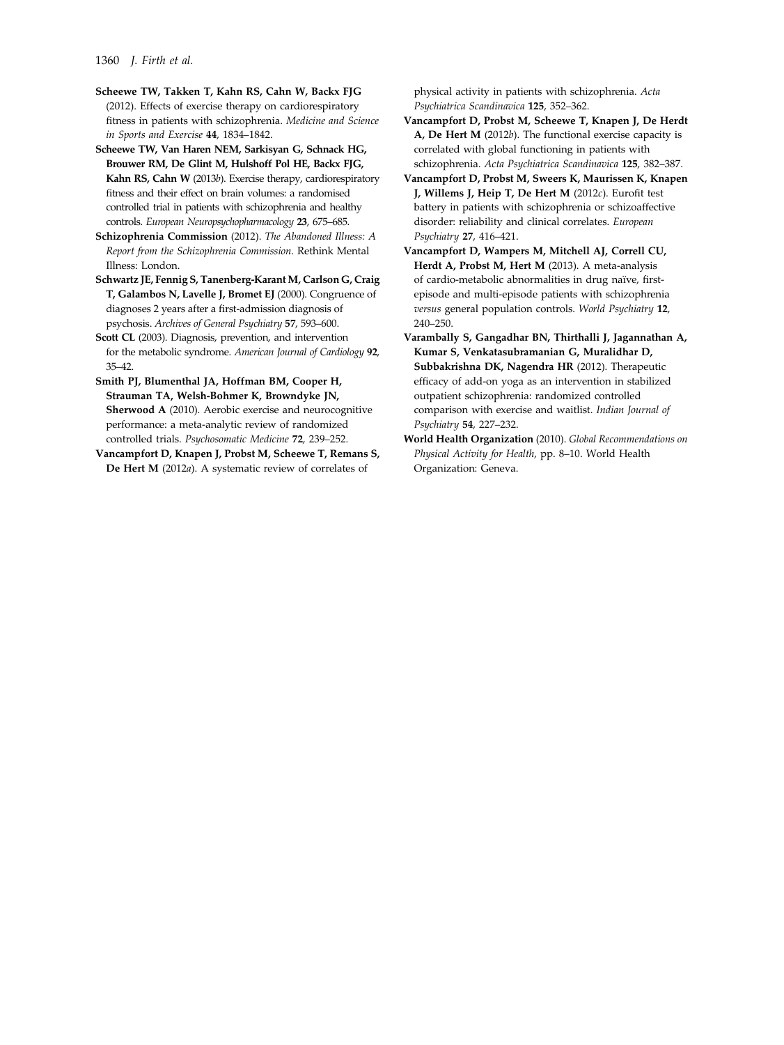**Scheewe TW, Takken T, Kahn RS, Cahn W, Backx FJG** (2012). Effects of exercise therapy on cardiorespiratory fitness in patients with schizophrenia. *Medicine and Science in Sports and Exercise* **44**, 1834–1842.

**Scheewe TW, Van Haren NEM, Sarkisyan G, Schnack HG, Brouwer RM, De Glint M, Hulshoff Pol HE, Backx FJG, Kahn RS, Cahn W** (2013*b*). Exercise therapy, cardiorespiratory fitness and their effect on brain volumes: a randomised controlled trial in patients with schizophrenia and healthy controls. *European Neuropsychopharmacology* **23**, 675–685.

**Schizophrenia Commission** (2012). *The Abandoned Illness: A Report from the Schizophrenia Commission*. Rethink Mental Illness: London.

**Schwartz JE, Fennig S, Tanenberg-Karant M, Carlson G, Craig T, Galambos N, Lavelle J, Bromet EJ** (2000). Congruence of diagnoses 2 years after a first-admission diagnosis of psychosis. *Archives of General Psychiatry* **57**, 593–600.

**Scott CL** (2003). Diagnosis, prevention, and intervention for the metabolic syndrome. *American Journal of Cardiology* **92**, 35–42.

**Smith PJ, Blumenthal JA, Hoffman BM, Cooper H, Strauman TA, Welsh-Bohmer K, Browndyke JN, Sherwood A** (2010). Aerobic exercise and neurocognitive performance: a meta-analytic review of randomized controlled trials. *Psychosomatic Medicine* **72**, 239–252.

**Vancampfort D, Knapen J, Probst M, Scheewe T, Remans S, De Hert M** (2012*a*). A systematic review of correlates of physical activity in patients with schizophrenia. *Acta Psychiatrica Scandinavica* **125**, 352–362.

**Vancampfort D, Probst M, Scheewe T, Knapen J, De Herdt A, De Hert M** (2012*b*). The functional exercise capacity is correlated with global functioning in patients with schizophrenia. *Acta Psychiatrica Scandinavica* **125**, 382–387.

**Vancampfort D, Probst M, Sweers K, Maurissen K, Knapen J, Willems J, Heip T, De Hert M** (2012*c*). Eurofit test battery in patients with schizophrenia or schizoaffective disorder: reliability and clinical correlates. *European Psychiatry* **27**, 416–421.

**Vancampfort D, Wampers M, Mitchell AJ, Correll CU, Herdt A, Probst M, Hert M** (2013). A meta-analysis of cardio-metabolic abnormalities in drug naïve, first-episode and multi-episode patients with schizophrenia *versus* general population controls. *World Psychiatry* **12**, 240–250.

**Varambally S, Gangadhar BN, Thirthalli J, Jagannathan A, Kumar S, Venkatasubramanian G, Muralidhar D, Subbakrishna DK, Nagendra HR** (2012). Therapeutic efficacy of add-on yoga as an intervention in stabilized outpatient schizophrenia: randomized controlled comparison with exercise and waitlist. *Indian Journal of Psychiatry* **54**, 227–232.

**World Health Organization** (2010). *Global Recommendations on Physical Activity for Health*, pp. 8–10. World Health Organization: Geneva.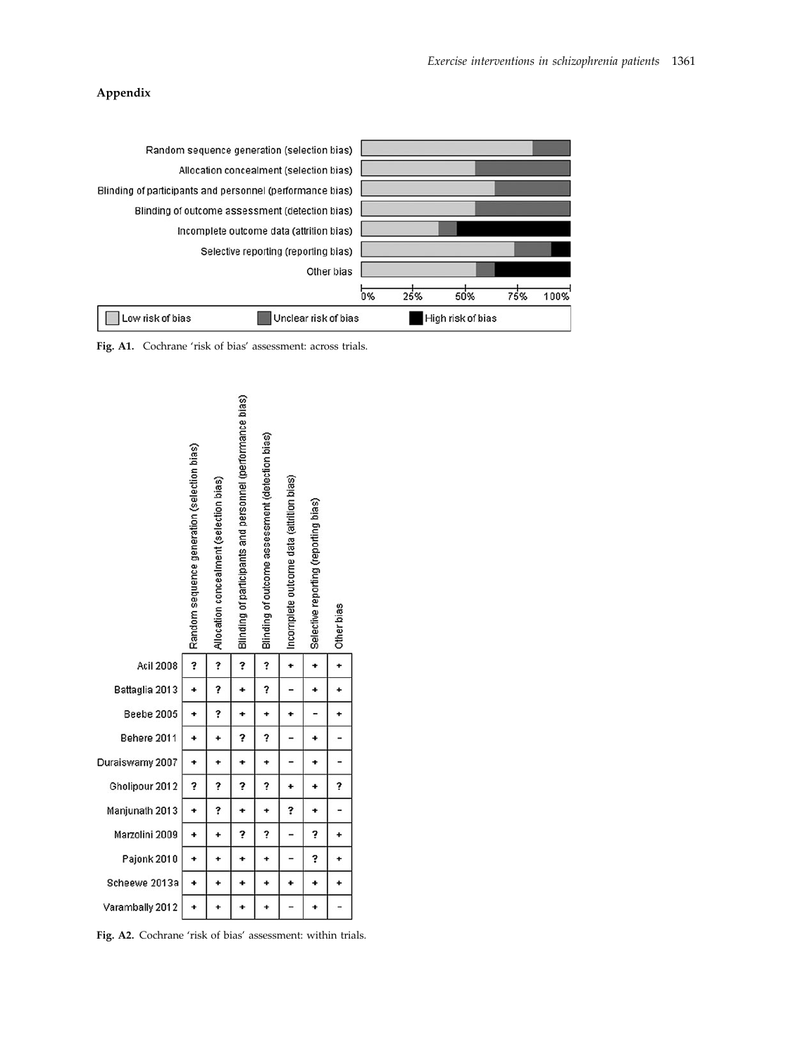## Appendix

Random sequence generation (selection bias)
Allocation concealment (selection bias)
Blinding of participants and personnel (performance bias)
Blinding of outcome assessment (detection bias)
Incomplete outcome data (attrition bias)
Selective reporting (reporting bias)
Other bias

0% 25% 50% 75% 100%

Low risk of bias    Unclear risk of bias    High risk of bias

**Fig. A1.** Cochrane 'risk of bias' assessment: across trials.

| | Random sequence generation (selection bias) | Allocation concealment (selection bias) | Blinding of participants and personnel (performance bias) | Blinding of outcome assessment (detection bias) | Incomplete outcome data (attrition bias) | Selective reporting (reporting bias) | Other bias |
|---|---|---|---|---|---|---|---|
| Acil 2008 | ? | ? | ? | ? | + | + | + |
| Battaglia 2013 | + | ? | + | ? | − | + | + |
| Beebe 2005 | + | ? | + | + | + | − | + |
| Behere 2011 | + | + | ? | ? | − | + | − |
| Duraiswamy 2007 | + | + | + | + | − | + | − |
| Gholipour 2012 | ? | ? | ? | ? | + | + | ? |
| Manjunath 2013 | + | ? | + | + | ? | + | − |
| Marzolini 2009 | + | + | ? | ? | − | ? | + |
| Pajonk 2010 | + | + | + | + | − | ? | + |
| Scheewe 2013a | + | + | + | + | + | + | + |
| Varambally 2012 | + | + | + | + | − | + | − |

**Fig. A2.** Cochrane 'risk of bias' assessment: within trials.